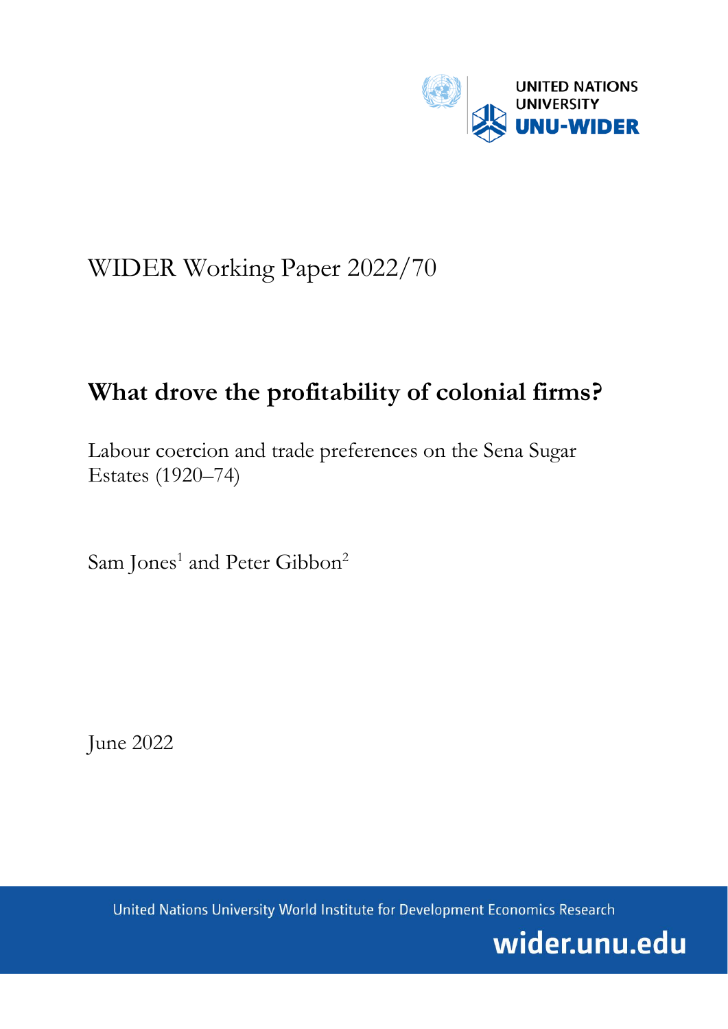UNITED NATIONS UNIVERSITY
UNU-WIDER

WIDER Working Paper 2022/70

# What drove the profitability of colonial firms?

Labour coercion and trade preferences on the Sena Sugar Estates (1920–74)

Sam Jones[1] and Peter Gibbon[2]

June 2022

United Nations University World Institute for Development Economics Research

wider.unu.edu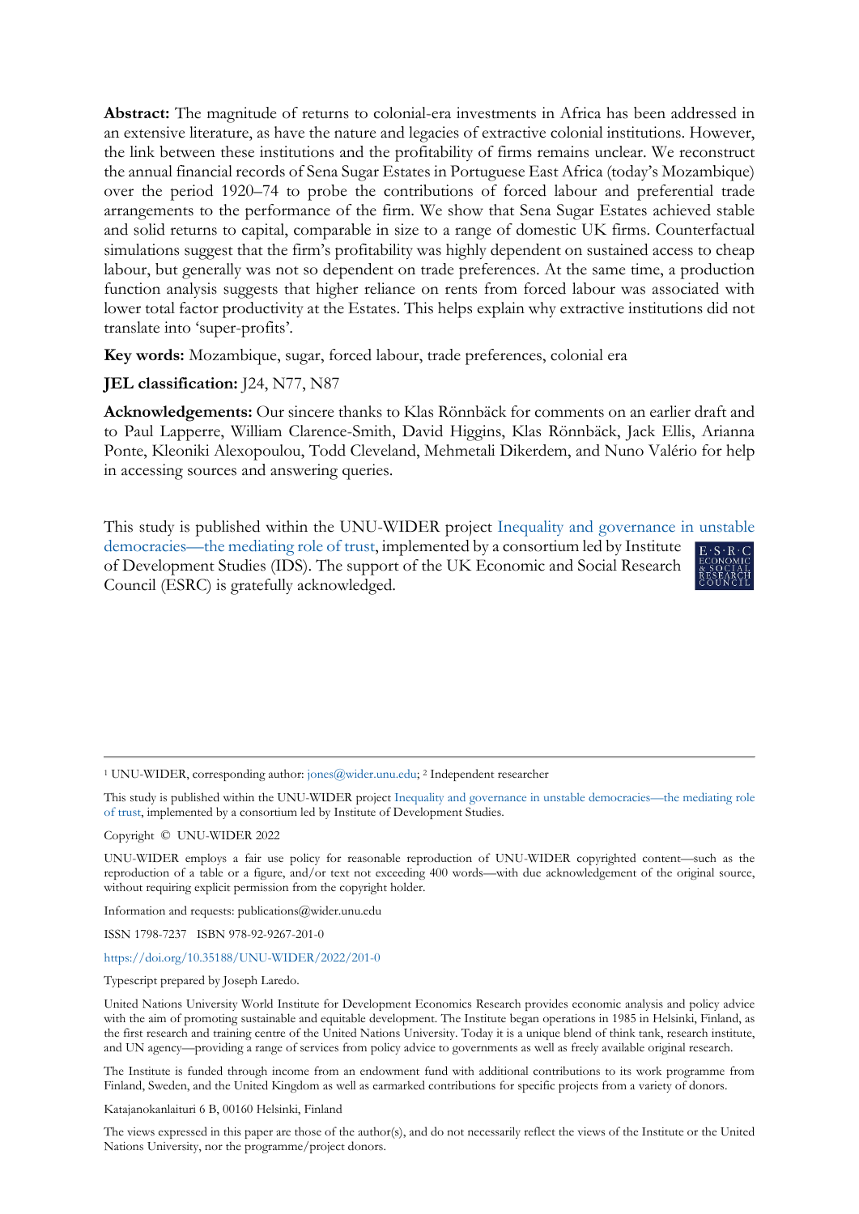**Abstract:** The magnitude of returns to colonial-era investments in Africa has been addressed in an extensive literature, as have the nature and legacies of extractive colonial institutions. However, the link between these institutions and the profitability of firms remains unclear. We reconstruct the annual financial records of Sena Sugar Estates in Portuguese East Africa (today's Mozambique) over the period 1920–74 to probe the contributions of forced labour and preferential trade arrangements to the performance of the firm. We show that Sena Sugar Estates achieved stable and solid returns to capital, comparable in size to a range of domestic UK firms. Counterfactual simulations suggest that the firm's profitability was highly dependent on sustained access to cheap labour, but generally was not so dependent on trade preferences. At the same time, a production function analysis suggests that higher reliance on rents from forced labour was associated with lower total factor productivity at the Estates. This helps explain why extractive institutions did not translate into 'super-profits'.

**Key words:** Mozambique, sugar, forced labour, trade preferences, colonial era

**JEL classification:** J24, N77, N87

**Acknowledgements:** Our sincere thanks to Klas Rönnbäck for comments on an earlier draft and to Paul Lapperre, William Clarence-Smith, David Higgins, Klas Rönnbäck, Jack Ellis, Arianna Ponte, Kleoniki Alexopoulou, Todd Cleveland, Mehmetali Dikerdem, and Nuno Valério for help in accessing sources and answering queries.

This study is published within the UNU-WIDER project Inequality and governance in unstable democracies—the mediating role of trust, implemented by a consortium led by Institute of Development Studies (IDS). The support of the UK Economic and Social Research Council (ESRC) is gratefully acknowledged.

---

[1] UNU-WIDER, corresponding author: jones@wider.unu.edu; [2] Independent researcher

This study is published within the UNU-WIDER project Inequality and governance in unstable democracies—the mediating role of trust, implemented by a consortium led by Institute of Development Studies.

Copyright © UNU-WIDER 2022

UNU-WIDER employs a fair use policy for reasonable reproduction of UNU-WIDER copyrighted content—such as the reproduction of a table or a figure, and/or text not exceeding 400 words—with due acknowledgement of the original source, without requiring explicit permission from the copyright holder.

Information and requests: publications@wider.unu.edu

ISSN 1798-7237 ISBN 978-92-9267-201-0

https://doi.org/10.35188/UNU-WIDER/2022/201-0

Typescript prepared by Joseph Laredo.

United Nations University World Institute for Development Economics Research provides economic analysis and policy advice with the aim of promoting sustainable and equitable development. The Institute began operations in 1985 in Helsinki, Finland, as the first research and training centre of the United Nations University. Today it is a unique blend of think tank, research institute, and UN agency—providing a range of services from policy advice to governments as well as freely available original research.

The Institute is funded through income from an endowment fund with additional contributions to its work programme from Finland, Sweden, and the United Kingdom as well as earmarked contributions for specific projects from a variety of donors.

Katajanokanlaituri 6 B, 00160 Helsinki, Finland

The views expressed in this paper are those of the author(s), and do not necessarily reflect the views of the Institute or the United Nations University, nor the programme/project donors.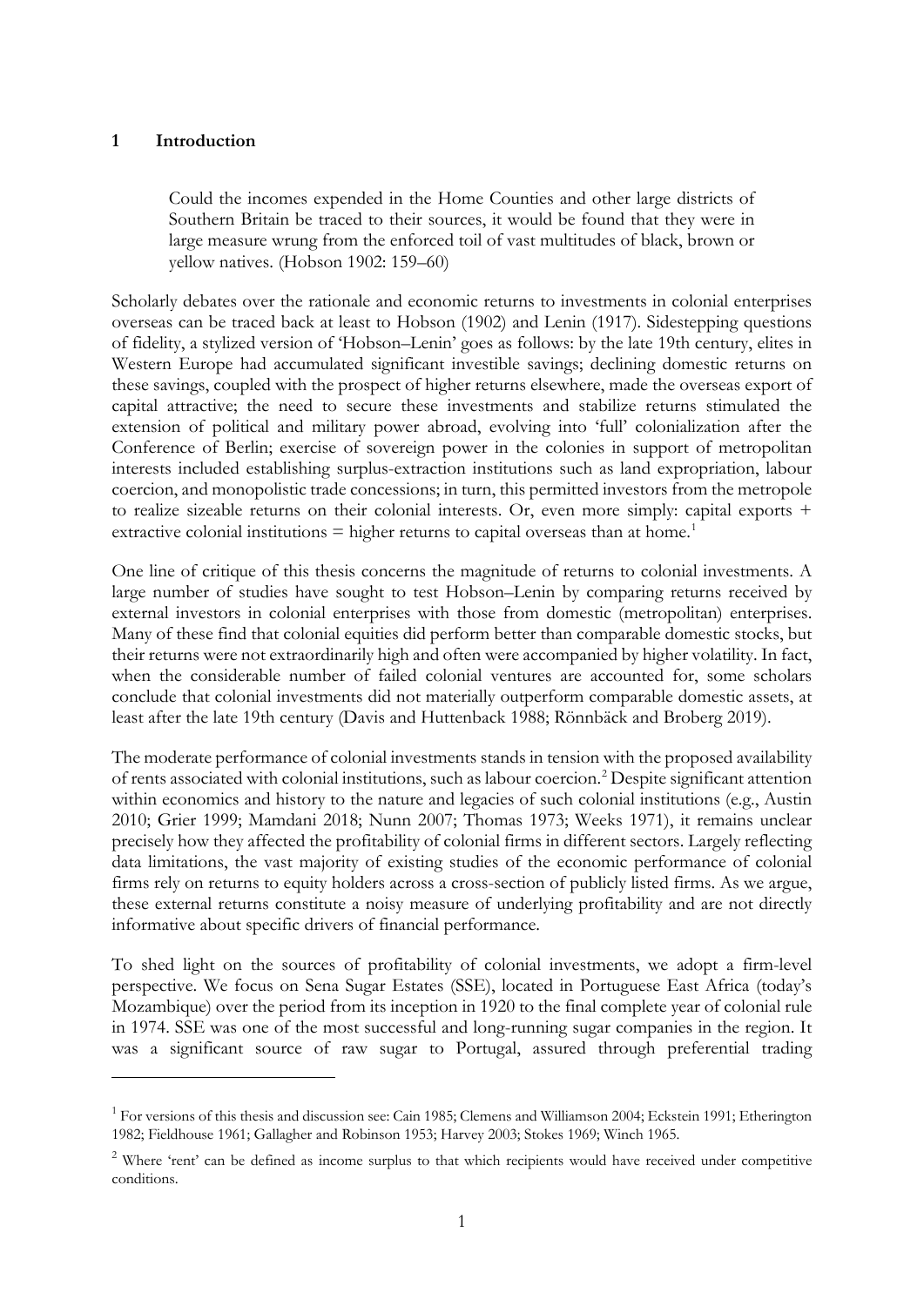## 1 Introduction

> Could the incomes expended in the Home Counties and other large districts of Southern Britain be traced to their sources, it would be found that they were in large measure wrung from the enforced toil of vast multitudes of black, brown or yellow natives. (Hobson 1902: 159–60)

Scholarly debates over the rationale and economic returns to investments in colonial enterprises overseas can be traced back at least to Hobson (1902) and Lenin (1917). Sidestepping questions of fidelity, a stylized version of 'Hobson–Lenin' goes as follows: by the late 19th century, elites in Western Europe had accumulated significant investible savings; declining domestic returns on these savings, coupled with the prospect of higher returns elsewhere, made the overseas export of capital attractive; the need to secure these investments and stabilize returns stimulated the extension of political and military power abroad, evolving into 'full' colonialization after the Conference of Berlin; exercise of sovereign power in the colonies in support of metropolitan interests included establishing surplus-extraction institutions such as land expropriation, labour coercion, and monopolistic trade concessions; in turn, this permitted investors from the metropole to realize sizeable returns on their colonial interests. Or, even more simply: capital exports + extractive colonial institutions = higher returns to capital overseas than at home.[1]

One line of critique of this thesis concerns the magnitude of returns to colonial investments. A large number of studies have sought to test Hobson–Lenin by comparing returns received by external investors in colonial enterprises with those from domestic (metropolitan) enterprises. Many of these find that colonial equities did perform better than comparable domestic stocks, but their returns were not extraordinarily high and often were accompanied by higher volatility. In fact, when the considerable number of failed colonial ventures are accounted for, some scholars conclude that colonial investments did not materially outperform comparable domestic assets, at least after the late 19th century (Davis and Huttenback 1988; Rönnbäck and Broberg 2019).

The moderate performance of colonial investments stands in tension with the proposed availability of rents associated with colonial institutions, such as labour coercion.[2] Despite significant attention within economics and history to the nature and legacies of such colonial institutions (e.g., Austin 2010; Grier 1999; Mamdani 2018; Nunn 2007; Thomas 1973; Weeks 1971), it remains unclear precisely how they affected the profitability of colonial firms in different sectors. Largely reflecting data limitations, the vast majority of existing studies of the economic performance of colonial firms rely on returns to equity holders across a cross-section of publicly listed firms. As we argue, these external returns constitute a noisy measure of underlying profitability and are not directly informative about specific drivers of financial performance.

To shed light on the sources of profitability of colonial investments, we adopt a firm-level perspective. We focus on Sena Sugar Estates (SSE), located in Portuguese East Africa (today's Mozambique) over the period from its inception in 1920 to the final complete year of colonial rule in 1974. SSE was one of the most successful and long-running sugar companies in the region. It was a significant source of raw sugar to Portugal, assured through preferential trading

[1] For versions of this thesis and discussion see: Cain 1985; Clemens and Williamson 2004; Eckstein 1991; Etherington 1982; Fieldhouse 1961; Gallagher and Robinson 1953; Harvey 2003; Stokes 1969; Winch 1965.

[2] Where 'rent' can be defined as income surplus to that which recipients would have received under competitive conditions.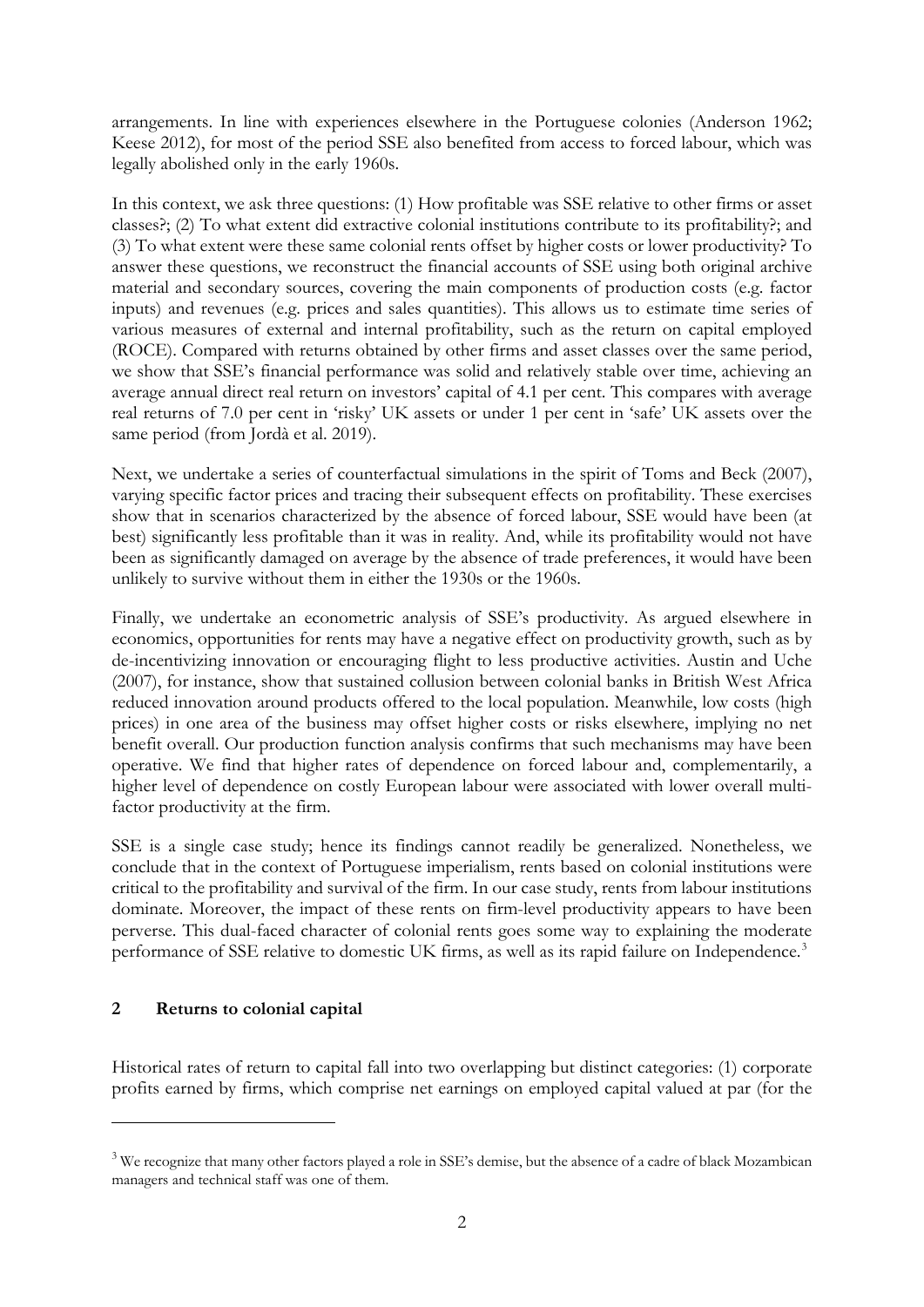arrangements. In line with experiences elsewhere in the Portuguese colonies (Anderson 1962; Keese 2012), for most of the period SSE also benefited from access to forced labour, which was legally abolished only in the early 1960s.

In this context, we ask three questions: (1) How profitable was SSE relative to other firms or asset classes?; (2) To what extent did extractive colonial institutions contribute to its profitability?; and (3) To what extent were these same colonial rents offset by higher costs or lower productivity? To answer these questions, we reconstruct the financial accounts of SSE using both original archive material and secondary sources, covering the main components of production costs (e.g. factor inputs) and revenues (e.g. prices and sales quantities). This allows us to estimate time series of various measures of external and internal profitability, such as the return on capital employed (ROCE). Compared with returns obtained by other firms and asset classes over the same period, we show that SSE's financial performance was solid and relatively stable over time, achieving an average annual direct real return on investors' capital of 4.1 per cent. This compares with average real returns of 7.0 per cent in 'risky' UK assets or under 1 per cent in 'safe' UK assets over the same period (from Jordà et al. 2019).

Next, we undertake a series of counterfactual simulations in the spirit of Toms and Beck (2007), varying specific factor prices and tracing their subsequent effects on profitability. These exercises show that in scenarios characterized by the absence of forced labour, SSE would have been (at best) significantly less profitable than it was in reality. And, while its profitability would not have been as significantly damaged on average by the absence of trade preferences, it would have been unlikely to survive without them in either the 1930s or the 1960s.

Finally, we undertake an econometric analysis of SSE's productivity. As argued elsewhere in economics, opportunities for rents may have a negative effect on productivity growth, such as by de-incentivizing innovation or encouraging flight to less productive activities. Austin and Uche (2007), for instance, show that sustained collusion between colonial banks in British West Africa reduced innovation around products offered to the local population. Meanwhile, low costs (high prices) in one area of the business may offset higher costs or risks elsewhere, implying no net benefit overall. Our production function analysis confirms that such mechanisms may have been operative. We find that higher rates of dependence on forced labour and, complementarily, a higher level of dependence on costly European labour were associated with lower overall multi-factor productivity at the firm.

SSE is a single case study; hence its findings cannot readily be generalized. Nonetheless, we conclude that in the context of Portuguese imperialism, rents based on colonial institutions were critical to the profitability and survival of the firm. In our case study, rents from labour institutions dominate. Moreover, the impact of these rents on firm-level productivity appears to have been perverse. This dual-faced character of colonial rents goes some way to explaining the moderate performance of SSE relative to domestic UK firms, as well as its rapid failure on Independence.[3]

## 2 Returns to colonial capital

Historical rates of return to capital fall into two overlapping but distinct categories: (1) corporate profits earned by firms, which comprise net earnings on employed capital valued at par (for the

[3] We recognize that many other factors played a role in SSE's demise, but the absence of a cadre of black Mozambican managers and technical staff was one of them.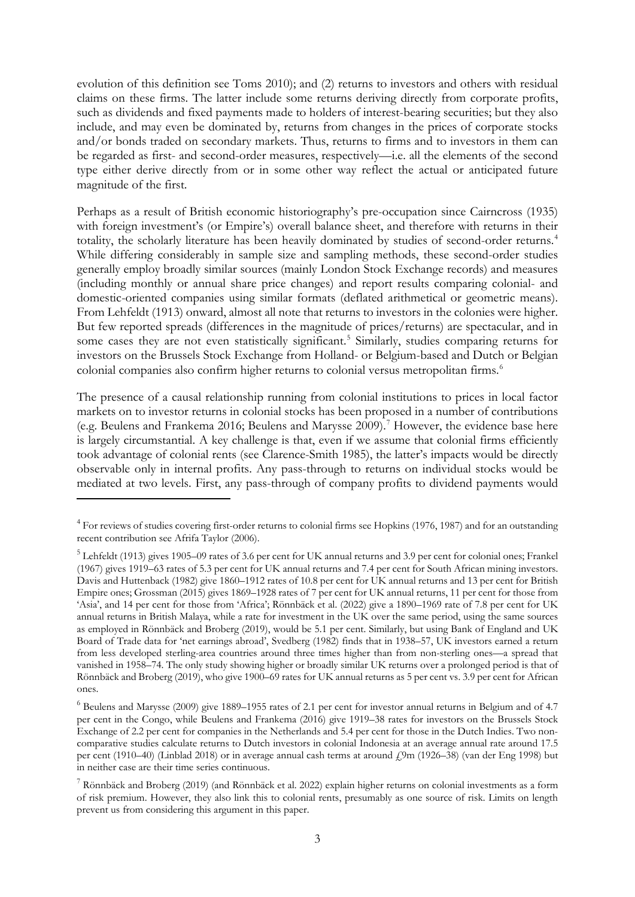evolution of this definition see Toms 2010); and (2) returns to investors and others with residual claims on these firms. The latter include some returns deriving directly from corporate profits, such as dividends and fixed payments made to holders of interest-bearing securities; but they also include, and may even be dominated by, returns from changes in the prices of corporate stocks and/or bonds traded on secondary markets. Thus, returns to firms and to investors in them can be regarded as first- and second-order measures, respectively—i.e. all the elements of the second type either derive directly from or in some other way reflect the actual or anticipated future magnitude of the first.

Perhaps as a result of British economic historiography's pre-occupation since Cairncross (1935) with foreign investment's (or Empire's) overall balance sheet, and therefore with returns in their totality, the scholarly literature has been heavily dominated by studies of second-order returns.[4] While differing considerably in sample size and sampling methods, these second-order studies generally employ broadly similar sources (mainly London Stock Exchange records) and measures (including monthly or annual share price changes) and report results comparing colonial- and domestic-oriented companies using similar formats (deflated arithmetical or geometric means). From Lehfeldt (1913) onward, almost all note that returns to investors in the colonies were higher. But few reported spreads (differences in the magnitude of prices/returns) are spectacular, and in some cases they are not even statistically significant.[5] Similarly, studies comparing returns for investors on the Brussels Stock Exchange from Holland- or Belgium-based and Dutch or Belgian colonial companies also confirm higher returns to colonial versus metropolitan firms.[6]

The presence of a causal relationship running from colonial institutions to prices in local factor markets on to investor returns in colonial stocks has been proposed in a number of contributions (e.g. Beulens and Frankema 2016; Beulens and Marysse 2009).[7] However, the evidence base here is largely circumstantial. A key challenge is that, even if we assume that colonial firms efficiently took advantage of colonial rents (see Clarence-Smith 1985), the latter's impacts would be directly observable only in internal profits. Any pass-through to returns on individual stocks would be mediated at two levels. First, any pass-through of company profits to dividend payments would

[4] For reviews of studies covering first-order returns to colonial firms see Hopkins (1976, 1987) and for an outstanding recent contribution see Afrifa Taylor (2006).

[5] Lehfeldt (1913) gives 1905–09 rates of 3.6 per cent for UK annual returns and 3.9 per cent for colonial ones; Frankel (1967) gives 1919–63 rates of 5.3 per cent for UK annual returns and 7.4 per cent for South African mining investors. Davis and Huttenback (1982) give 1860–1912 rates of 10.8 per cent for UK annual returns and 13 per cent for British Empire ones; Grossman (2015) gives 1869–1928 rates of 7 per cent for UK annual returns, 11 per cent for those from 'Asia', and 14 per cent for those from 'Africa'; Rönnbäck et al. (2022) give a 1890–1969 rate of 7.8 per cent for UK annual returns in British Malaya, while a rate for investment in the UK over the same period, using the same sources as employed in Rönnbäck and Broberg (2019), would be 5.1 per cent. Similarly, but using Bank of England and UK Board of Trade data for 'net earnings abroad', Svedberg (1982) finds that in 1938–57, UK investors earned a return from less developed sterling-area countries around three times higher than from non-sterling ones—a spread that vanished in 1958–74. The only study showing higher or broadly similar UK returns over a prolonged period is that of Rönnbäck and Broberg (2019), who give 1900–69 rates for UK annual returns as 5 per cent vs. 3.9 per cent for African ones.

[6] Beulens and Marysse (2009) give 1889–1955 rates of 2.1 per cent for investor annual returns in Belgium and of 4.7 per cent in the Congo, while Beulens and Frankema (2016) give 1919–38 rates for investors on the Brussels Stock Exchange of 2.2 per cent for companies in the Netherlands and 5.4 per cent for those in the Dutch Indies. Two non-comparative studies calculate returns to Dutch investors in colonial Indonesia at an average annual rate around 17.5 per cent (1910–40) (Linblad 2018) or in average annual cash terms at around £9m (1926–38) (van der Eng 1998) but in neither case are their time series continuous.

[7] Rönnbäck and Broberg (2019) (and Rönnbäck et al. 2022) explain higher returns on colonial investments as a form of risk premium. However, they also link this to colonial rents, presumably as one source of risk. Limits on length prevent us from considering this argument in this paper.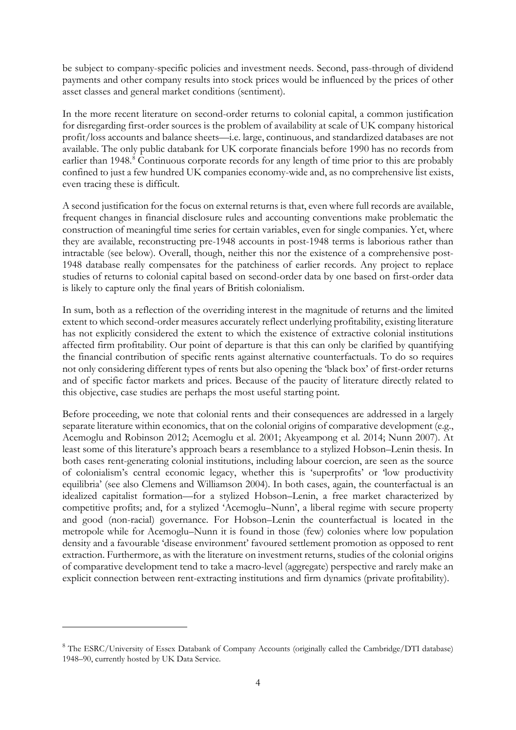be subject to company-specific policies and investment needs. Second, pass-through of dividend payments and other company results into stock prices would be influenced by the prices of other asset classes and general market conditions (sentiment).

In the more recent literature on second-order returns to colonial capital, a common justification for disregarding first-order sources is the problem of availability at scale of UK company historical profit/loss accounts and balance sheets—i.e. large, continuous, and standardized databases are not available. The only public databank for UK corporate financials before 1990 has no records from earlier than 1948.[8] Continuous corporate records for any length of time prior to this are probably confined to just a few hundred UK companies economy-wide and, as no comprehensive list exists, even tracing these is difficult.

A second justification for the focus on external returns is that, even where full records are available, frequent changes in financial disclosure rules and accounting conventions make problematic the construction of meaningful time series for certain variables, even for single companies. Yet, where they are available, reconstructing pre-1948 accounts in post-1948 terms is laborious rather than intractable (see below). Overall, though, neither this nor the existence of a comprehensive post-1948 database really compensates for the patchiness of earlier records. Any project to replace studies of returns to colonial capital based on second-order data by one based on first-order data is likely to capture only the final years of British colonialism.

In sum, both as a reflection of the overriding interest in the magnitude of returns and the limited extent to which second-order measures accurately reflect underlying profitability, existing literature has not explicitly considered the extent to which the existence of extractive colonial institutions affected firm profitability. Our point of departure is that this can only be clarified by quantifying the financial contribution of specific rents against alternative counterfactuals. To do so requires not only considering different types of rents but also opening the 'black box' of first-order returns and of specific factor markets and prices. Because of the paucity of literature directly related to this objective, case studies are perhaps the most useful starting point.

Before proceeding, we note that colonial rents and their consequences are addressed in a largely separate literature within economics, that on the colonial origins of comparative development (e.g., Acemoglu and Robinson 2012; Acemoglu et al. 2001; Akyeampong et al. 2014; Nunn 2007). At least some of this literature's approach bears a resemblance to a stylized Hobson–Lenin thesis. In both cases rent-generating colonial institutions, including labour coercion, are seen as the source of colonialism's central economic legacy, whether this is 'superprofits' or 'low productivity equilibria' (see also Clemens and Williamson 2004). In both cases, again, the counterfactual is an idealized capitalist formation—for a stylized Hobson–Lenin, a free market characterized by competitive profits; and, for a stylized 'Acemoglu–Nunn', a liberal regime with secure property and good (non-racial) governance. For Hobson–Lenin the counterfactual is located in the metropole while for Acemoglu–Nunn it is found in those (few) colonies where low population density and a favourable 'disease environment' favoured settlement promotion as opposed to rent extraction. Furthermore, as with the literature on investment returns, studies of the colonial origins of comparative development tend to take a macro-level (aggregate) perspective and rarely make an explicit connection between rent-extracting institutions and firm dynamics (private profitability).

---

[8] The ESRC/University of Essex Databank of Company Accounts (originally called the Cambridge/DTI database) 1948–90, currently hosted by UK Data Service.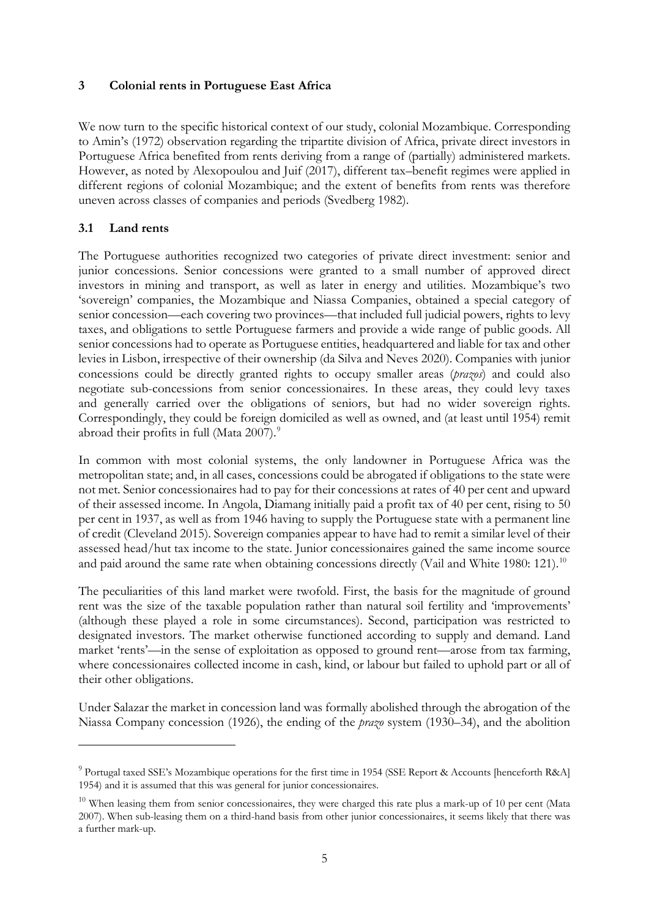## 3 Colonial rents in Portuguese East Africa

We now turn to the specific historical context of our study, colonial Mozambique. Corresponding to Amin's (1972) observation regarding the tripartite division of Africa, private direct investors in Portuguese Africa benefited from rents deriving from a range of (partially) administered markets. However, as noted by Alexopoulou and Juif (2017), different tax–benefit regimes were applied in different regions of colonial Mozambique; and the extent of benefits from rents was therefore uneven across classes of companies and periods (Svedberg 1982).

### 3.1 Land rents

The Portuguese authorities recognized two categories of private direct investment: senior and junior concessions. Senior concessions were granted to a small number of approved direct investors in mining and transport, as well as later in energy and utilities. Mozambique's two 'sovereign' companies, the Mozambique and Niassa Companies, obtained a special category of senior concession—each covering two provinces—that included full judicial powers, rights to levy taxes, and obligations to settle Portuguese farmers and provide a wide range of public goods. All senior concessions had to operate as Portuguese entities, headquartered and liable for tax and other levies in Lisbon, irrespective of their ownership (da Silva and Neves 2020). Companies with junior concessions could be directly granted rights to occupy smaller areas (*prazos*) and could also negotiate sub-concessions from senior concessionaires. In these areas, they could levy taxes and generally carried over the obligations of seniors, but had no wider sovereign rights. Correspondingly, they could be foreign domiciled as well as owned, and (at least until 1954) remit abroad their profits in full (Mata 2007).[9]

In common with most colonial systems, the only landowner in Portuguese Africa was the metropolitan state; and, in all cases, concessions could be abrogated if obligations to the state were not met. Senior concessionaires had to pay for their concessions at rates of 40 per cent and upward of their assessed income. In Angola, Diamang initially paid a profit tax of 40 per cent, rising to 50 per cent in 1937, as well as from 1946 having to supply the Portuguese state with a permanent line of credit (Cleveland 2015). Sovereign companies appear to have had to remit a similar level of their assessed head/hut tax income to the state. Junior concessionaires gained the same income source and paid around the same rate when obtaining concessions directly (Vail and White 1980: 121).[10]

The peculiarities of this land market were twofold. First, the basis for the magnitude of ground rent was the size of the taxable population rather than natural soil fertility and 'improvements' (although these played a role in some circumstances). Second, participation was restricted to designated investors. The market otherwise functioned according to supply and demand. Land market 'rents'—in the sense of exploitation as opposed to ground rent—arose from tax farming, where concessionaires collected income in cash, kind, or labour but failed to uphold part or all of their other obligations.

Under Salazar the market in concession land was formally abolished through the abrogation of the Niassa Company concession (1926), the ending of the *prazo* system (1930–34), and the abolition

---

[9] Portugal taxed SSE's Mozambique operations for the first time in 1954 (SSE Report & Accounts [henceforth R&A] 1954) and it is assumed that this was general for junior concessionaires.

[10] When leasing them from senior concessionaires, they were charged this rate plus a mark-up of 10 per cent (Mata 2007). When sub-leasing them on a third-hand basis from other junior concessionaires, it seems likely that there was a further mark-up.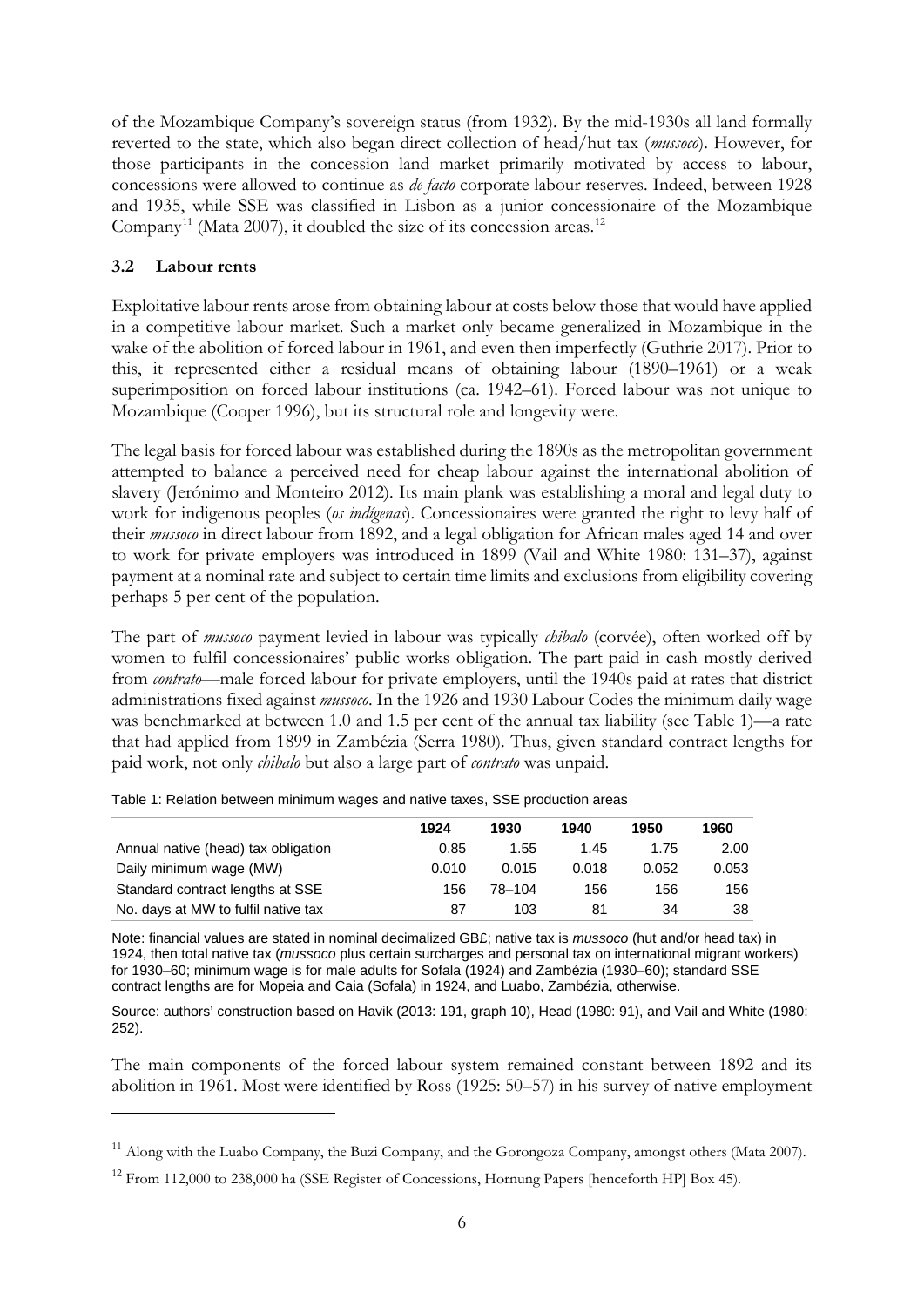of the Mozambique Company's sovereign status (from 1932). By the mid-1930s all land formally reverted to the state, which also began direct collection of head/hut tax (*mussoco*). However, for those participants in the concession land market primarily motivated by access to labour, concessions were allowed to continue as *de facto* corporate labour reserves. Indeed, between 1928 and 1935, while SSE was classified in Lisbon as a junior concessionaire of the Mozambique Company[11] (Mata 2007), it doubled the size of its concession areas.[12]

### 3.2 Labour rents

Exploitative labour rents arose from obtaining labour at costs below those that would have applied in a competitive labour market. Such a market only became generalized in Mozambique in the wake of the abolition of forced labour in 1961, and even then imperfectly (Guthrie 2017). Prior to this, it represented either a residual means of obtaining labour (1890–1961) or a weak superimposition on forced labour institutions (ca. 1942–61). Forced labour was not unique to Mozambique (Cooper 1996), but its structural role and longevity were.

The legal basis for forced labour was established during the 1890s as the metropolitan government attempted to balance a perceived need for cheap labour against the international abolition of slavery (Jerónimo and Monteiro 2012). Its main plank was establishing a moral and legal duty to work for indigenous peoples (*os indígenas*). Concessionaires were granted the right to levy half of their *mussoco* in direct labour from 1892, and a legal obligation for African males aged 14 and over to work for private employers was introduced in 1899 (Vail and White 1980: 131–37), against payment at a nominal rate and subject to certain time limits and exclusions from eligibility covering perhaps 5 per cent of the population.

The part of *mussoco* payment levied in labour was typically *chibalo* (corvée), often worked off by women to fulfil concessionaires' public works obligation. The part paid in cash mostly derived from *contrato*—male forced labour for private employers, until the 1940s paid at rates that district administrations fixed against *mussoco*. In the 1926 and 1930 Labour Codes the minimum daily wage was benchmarked at between 1.0 and 1.5 per cent of the annual tax liability (see Table 1)—a rate that had applied from 1899 in Zambézia (Serra 1980). Thus, given standard contract lengths for paid work, not only *chibalo* but also a large part of *contrato* was unpaid.

Table 1: Relation between minimum wages and native taxes, SSE production areas

| | 1924 | 1930 | 1940 | 1950 | 1960 |
|---|---|---|---|---|---|
| Annual native (head) tax obligation | 0.85 | 1.55 | 1.45 | 1.75 | 2.00 |
| Daily minimum wage (MW) | 0.010 | 0.015 | 0.018 | 0.052 | 0.053 |
| Standard contract lengths at SSE | 156 | 78–104 | 156 | 156 | 156 |
| No. days at MW to fulfil native tax | 87 | 103 | 81 | 34 | 38 |

Note: financial values are stated in nominal decimalized GB£; native tax is *mussoco* (hut and/or head tax) in 1924, then total native tax (*mussoco* plus certain surcharges and personal tax on international migrant workers) for 1930–60; minimum wage is for male adults for Sofala (1924) and Zambézia (1930–60); standard SSE contract lengths are for Mopeia and Caia (Sofala) in 1924, and Luabo, Zambézia, otherwise.

Source: authors' construction based on Havik (2013: 191, graph 10), Head (1980: 91), and Vail and White (1980: 252).

The main components of the forced labour system remained constant between 1892 and its abolition in 1961. Most were identified by Ross (1925: 50–57) in his survey of native employment

[11] Along with the Luabo Company, the Buzi Company, and the Gorongoza Company, amongst others (Mata 2007).

[12] From 112,000 to 238,000 ha (SSE Register of Concessions, Hornung Papers [henceforth HP] Box 45).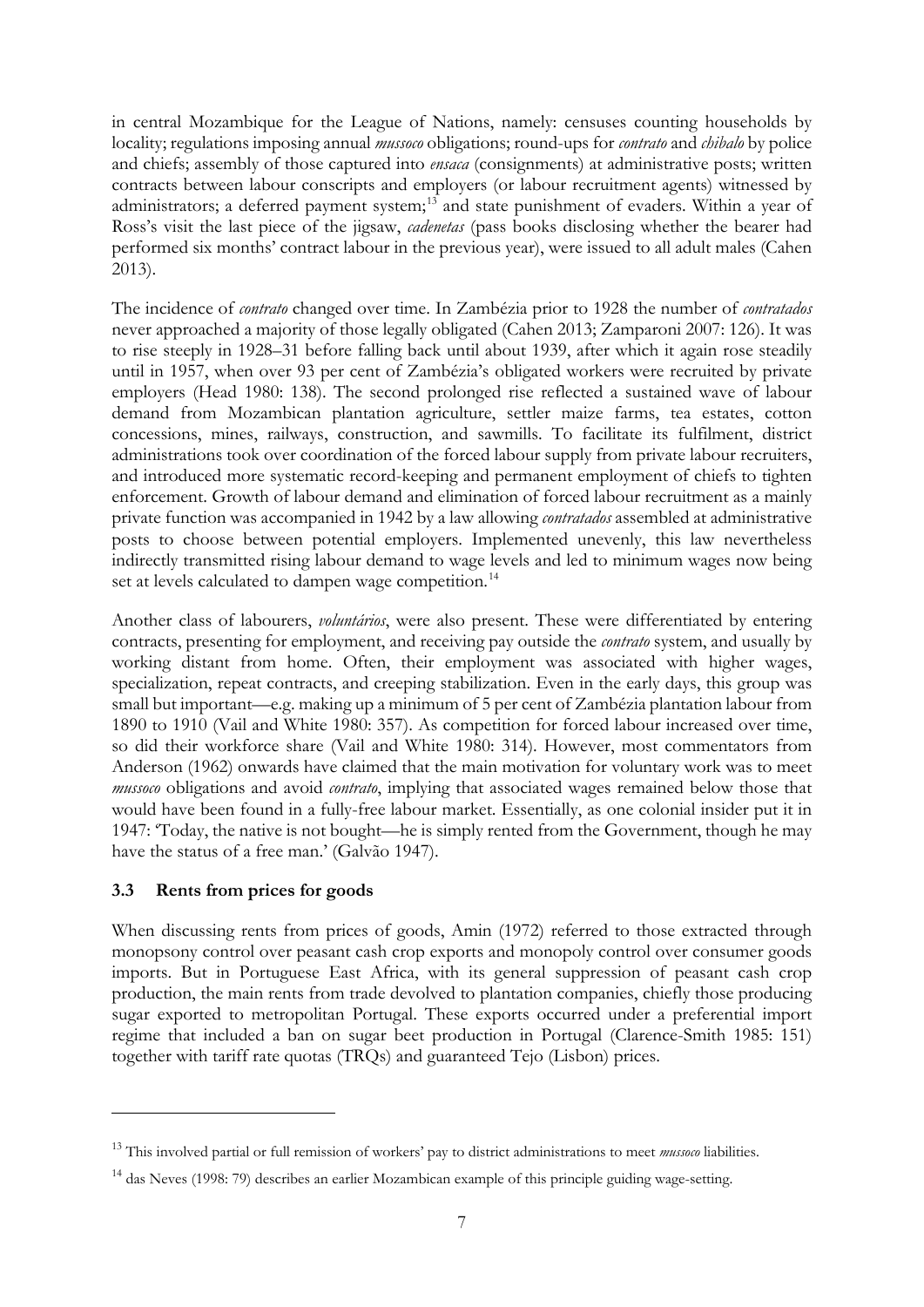in central Mozambique for the League of Nations, namely: censuses counting households by locality; regulations imposing annual *mussoco* obligations; round-ups for *contrato* and *chibalo* by police and chiefs; assembly of those captured into *ensaca* (consignments) at administrative posts; written contracts between labour conscripts and employers (or labour recruitment agents) witnessed by administrators; a deferred payment system;[13] and state punishment of evaders. Within a year of Ross's visit the last piece of the jigsaw, *cadenetas* (pass books disclosing whether the bearer had performed six months' contract labour in the previous year), were issued to all adult males (Cahen 2013).

The incidence of *contrato* changed over time. In Zambézia prior to 1928 the number of *contratados* never approached a majority of those legally obligated (Cahen 2013; Zamparoni 2007: 126). It was to rise steeply in 1928–31 before falling back until about 1939, after which it again rose steadily until in 1957, when over 93 per cent of Zambézia's obligated workers were recruited by private employers (Head 1980: 138). The second prolonged rise reflected a sustained wave of labour demand from Mozambican plantation agriculture, settler maize farms, tea estates, cotton concessions, mines, railways, construction, and sawmills. To facilitate its fulfilment, district administrations took over coordination of the forced labour supply from private labour recruiters, and introduced more systematic record-keeping and permanent employment of chiefs to tighten enforcement. Growth of labour demand and elimination of forced labour recruitment as a mainly private function was accompanied in 1942 by a law allowing *contratados* assembled at administrative posts to choose between potential employers. Implemented unevenly, this law nevertheless indirectly transmitted rising labour demand to wage levels and led to minimum wages now being set at levels calculated to dampen wage competition.[14]

Another class of labourers, *voluntários*, were also present. These were differentiated by entering contracts, presenting for employment, and receiving pay outside the *contrato* system, and usually by working distant from home. Often, their employment was associated with higher wages, specialization, repeat contracts, and creeping stabilization. Even in the early days, this group was small but important—e.g. making up a minimum of 5 per cent of Zambézia plantation labour from 1890 to 1910 (Vail and White 1980: 357). As competition for forced labour increased over time, so did their workforce share (Vail and White 1980: 314). However, most commentators from Anderson (1962) onwards have claimed that the main motivation for voluntary work was to meet *mussoco* obligations and avoid *contrato*, implying that associated wages remained below those that would have been found in a fully-free labour market. Essentially, as one colonial insider put it in 1947: 'Today, the native is not bought—he is simply rented from the Government, though he may have the status of a free man.' (Galvão 1947).

### 3.3 Rents from prices for goods

When discussing rents from prices of goods, Amin (1972) referred to those extracted through monopsony control over peasant cash crop exports and monopoly control over consumer goods imports. But in Portuguese East Africa, with its general suppression of peasant cash crop production, the main rents from trade devolved to plantation companies, chiefly those producing sugar exported to metropolitan Portugal. These exports occurred under a preferential import regime that included a ban on sugar beet production in Portugal (Clarence-Smith 1985: 151) together with tariff rate quotas (TRQs) and guaranteed Tejo (Lisbon) prices.

---

[13] This involved partial or full remission of workers' pay to district administrations to meet *mussoco* liabilities.

[14] das Neves (1998: 79) describes an earlier Mozambican example of this principle guiding wage-setting.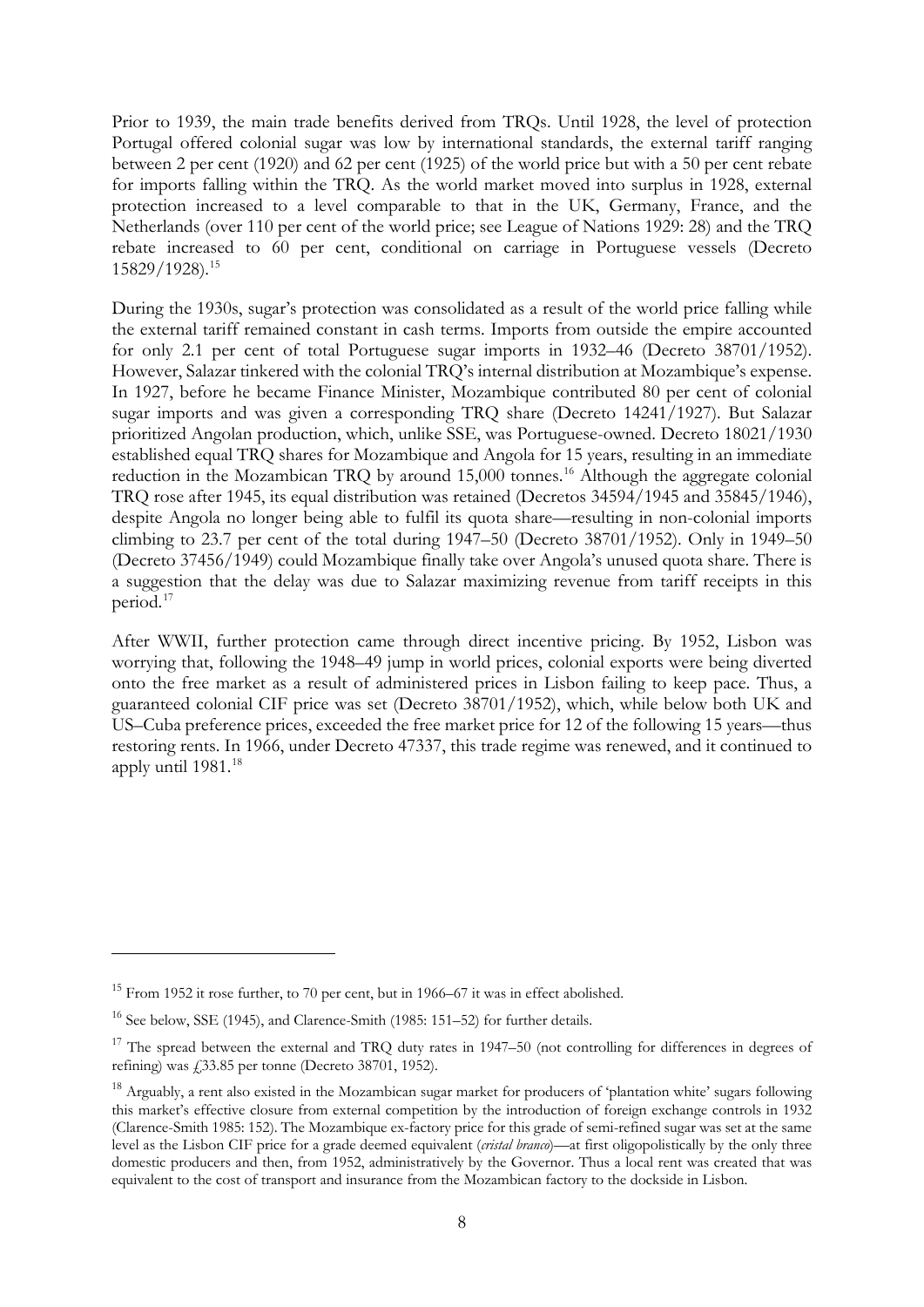Prior to 1939, the main trade benefits derived from TRQs. Until 1928, the level of protection Portugal offered colonial sugar was low by international standards, the external tariff ranging between 2 per cent (1920) and 62 per cent (1925) of the world price but with a 50 per cent rebate for imports falling within the TRQ. As the world market moved into surplus in 1928, external protection increased to a level comparable to that in the UK, Germany, France, and the Netherlands (over 110 per cent of the world price; see League of Nations 1929: 28) and the TRQ rebate increased to 60 per cent, conditional on carriage in Portuguese vessels (Decreto 15829/1928).[15]

During the 1930s, sugar's protection was consolidated as a result of the world price falling while the external tariff remained constant in cash terms. Imports from outside the empire accounted for only 2.1 per cent of total Portuguese sugar imports in 1932–46 (Decreto 38701/1952). However, Salazar tinkered with the colonial TRQ's internal distribution at Mozambique's expense. In 1927, before he became Finance Minister, Mozambique contributed 80 per cent of colonial sugar imports and was given a corresponding TRQ share (Decreto 14241/1927). But Salazar prioritized Angolan production, which, unlike SSE, was Portuguese-owned. Decreto 18021/1930 established equal TRQ shares for Mozambique and Angola for 15 years, resulting in an immediate reduction in the Mozambican TRQ by around 15,000 tonnes.[16] Although the aggregate colonial TRQ rose after 1945, its equal distribution was retained (Decretos 34594/1945 and 35845/1946), despite Angola no longer being able to fulfil its quota share—resulting in non-colonial imports climbing to 23.7 per cent of the total during 1947–50 (Decreto 38701/1952). Only in 1949–50 (Decreto 37456/1949) could Mozambique finally take over Angola's unused quota share. There is a suggestion that the delay was due to Salazar maximizing revenue from tariff receipts in this period.[17]

After WWII, further protection came through direct incentive pricing. By 1952, Lisbon was worrying that, following the 1948–49 jump in world prices, colonial exports were being diverted onto the free market as a result of administered prices in Lisbon failing to keep pace. Thus, a guaranteed colonial CIF price was set (Decreto 38701/1952), which, while below both UK and US–Cuba preference prices, exceeded the free market price for 12 of the following 15 years—thus restoring rents. In 1966, under Decreto 47337, this trade regime was renewed, and it continued to apply until 1981.[18]

---

[15] From 1952 it rose further, to 70 per cent, but in 1966–67 it was in effect abolished.

[16] See below, SSE (1945), and Clarence-Smith (1985: 151–52) for further details.

[17] The spread between the external and TRQ duty rates in 1947–50 (not controlling for differences in degrees of refining) was £33.85 per tonne (Decreto 38701, 1952).

[18] Arguably, a rent also existed in the Mozambican sugar market for producers of 'plantation white' sugars following this market's effective closure from external competition by the introduction of foreign exchange controls in 1932 (Clarence-Smith 1985: 152). The Mozambique ex-factory price for this grade of semi-refined sugar was set at the same level as the Lisbon CIF price for a grade deemed equivalent (*cristal branco*)—at first oligopolistically by the only three domestic producers and then, from 1952, administratively by the Governor. Thus a local rent was created that was equivalent to the cost of transport and insurance from the Mozambican factory to the dockside in Lisbon.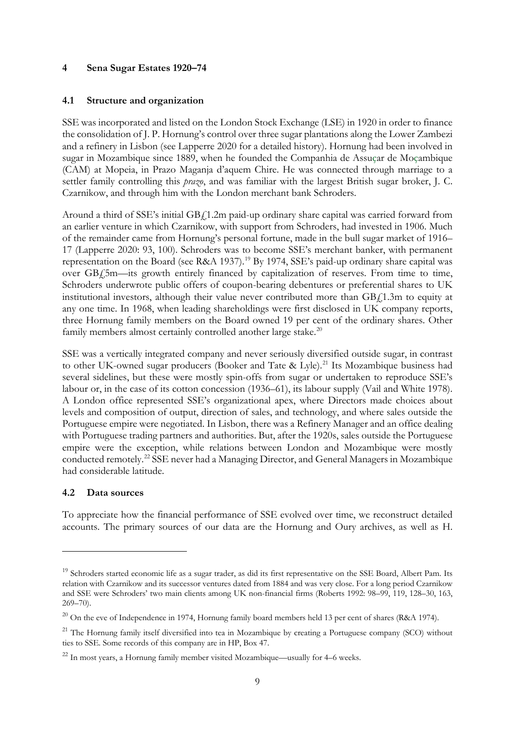## 4 Sena Sugar Estates 1920–74

### 4.1 Structure and organization

SSE was incorporated and listed on the London Stock Exchange (LSE) in 1920 in order to finance the consolidation of J. P. Hornung's control over three sugar plantations along the Lower Zambezi and a refinery in Lisbon (see Lapperre 2020 for a detailed history). Hornung had been involved in sugar in Mozambique since 1889, when he founded the Companhia de Assuçar de Moçambique (CAM) at Mopeia, in Prazo Maganja d'aquem Chire. He was connected through marriage to a settler family controlling this *prazo*, and was familiar with the largest British sugar broker, J. C. Czarnikow, and through him with the London merchant bank Schroders.

Around a third of SSE's initial GB£1.2m paid-up ordinary share capital was carried forward from an earlier venture in which Czarnikow, with support from Schroders, had invested in 1906. Much of the remainder came from Hornung's personal fortune, made in the bull sugar market of 1916–17 (Lapperre 2020: 93, 100). Schroders was to become SSE's merchant banker, with permanent representation on the Board (see R&A 1937).[19] By 1974, SSE's paid-up ordinary share capital was over GB£5m—its growth entirely financed by capitalization of reserves. From time to time, Schroders underwrote public offers of coupon-bearing debentures or preferential shares to UK institutional investors, although their value never contributed more than GB£1.3m to equity at any one time. In 1968, when leading shareholdings were first disclosed in UK company reports, three Hornung family members on the Board owned 19 per cent of the ordinary shares. Other family members almost certainly controlled another large stake.[20]

SSE was a vertically integrated company and never seriously diversified outside sugar, in contrast to other UK-owned sugar producers (Booker and Tate & Lyle).[21] Its Mozambique business had several sidelines, but these were mostly spin-offs from sugar or undertaken to reproduce SSE's labour or, in the case of its cotton concession (1936–61), its labour supply (Vail and White 1978). A London office represented SSE's organizational apex, where Directors made choices about levels and composition of output, direction of sales, and technology, and where sales outside the Portuguese empire were negotiated. In Lisbon, there was a Refinery Manager and an office dealing with Portuguese trading partners and authorities. But, after the 1920s, sales outside the Portuguese empire were the exception, while relations between London and Mozambique were mostly conducted remotely.[22] SSE never had a Managing Director, and General Managers in Mozambique had considerable latitude.

### 4.2 Data sources

To appreciate how the financial performance of SSE evolved over time, we reconstruct detailed accounts. The primary sources of our data are the Hornung and Oury archives, as well as H.

---

[19] Schroders started economic life as a sugar trader, as did its first representative on the SSE Board, Albert Pam. Its relation with Czarnikow and its successor ventures dated from 1884 and was very close. For a long period Czarnikow and SSE were Schroders' two main clients among UK non-financial firms (Roberts 1992: 98–99, 119, 128–30, 163, 269–70).

[20] On the eve of Independence in 1974, Hornung family board members held 13 per cent of shares (R&A 1974).

[21] The Hornung family itself diversified into tea in Mozambique by creating a Portuguese company (SCO) without ties to SSE. Some records of this company are in HP, Box 47.

[22] In most years, a Hornung family member visited Mozambique—usually for 4–6 weeks.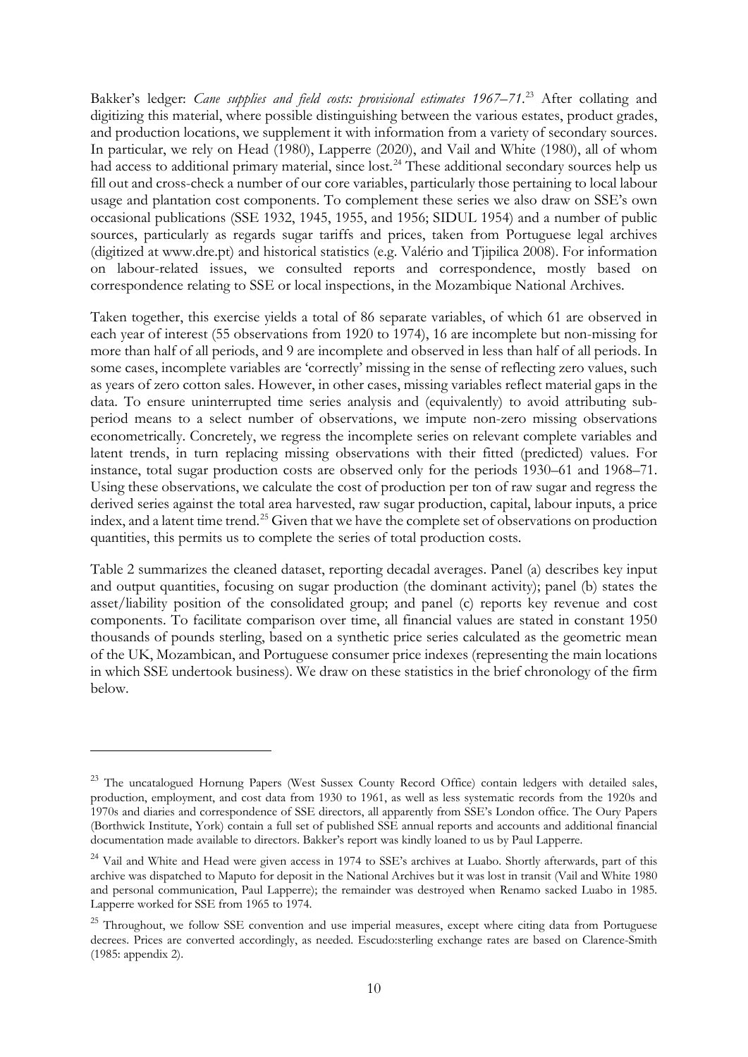Bakker's ledger: *Cane supplies and field costs: provisional estimates 1967–71*.[23] After collating and digitizing this material, where possible distinguishing between the various estates, product grades, and production locations, we supplement it with information from a variety of secondary sources. In particular, we rely on Head (1980), Lapperre (2020), and Vail and White (1980), all of whom had access to additional primary material, since lost.[24] These additional secondary sources help us fill out and cross-check a number of our core variables, particularly those pertaining to local labour usage and plantation cost components. To complement these series we also draw on SSE's own occasional publications (SSE 1932, 1945, 1955, and 1956; SIDUL 1954) and a number of public sources, particularly as regards sugar tariffs and prices, taken from Portuguese legal archives (digitized at www.dre.pt) and historical statistics (e.g. Valério and Tjipilica 2008). For information on labour-related issues, we consulted reports and correspondence, mostly based on correspondence relating to SSE or local inspections, in the Mozambique National Archives.

Taken together, this exercise yields a total of 86 separate variables, of which 61 are observed in each year of interest (55 observations from 1920 to 1974), 16 are incomplete but non-missing for more than half of all periods, and 9 are incomplete and observed in less than half of all periods. In some cases, incomplete variables are 'correctly' missing in the sense of reflecting zero values, such as years of zero cotton sales. However, in other cases, missing variables reflect material gaps in the data. To ensure uninterrupted time series analysis and (equivalently) to avoid attributing sub-period means to a select number of observations, we impute non-zero missing observations econometrically. Concretely, we regress the incomplete series on relevant complete variables and latent trends, in turn replacing missing observations with their fitted (predicted) values. For instance, total sugar production costs are observed only for the periods 1930–61 and 1968–71. Using these observations, we calculate the cost of production per ton of raw sugar and regress the derived series against the total area harvested, raw sugar production, capital, labour inputs, a price index, and a latent time trend.[25] Given that we have the complete set of observations on production quantities, this permits us to complete the series of total production costs.

Table 2 summarizes the cleaned dataset, reporting decadal averages. Panel (a) describes key input and output quantities, focusing on sugar production (the dominant activity); panel (b) states the asset/liability position of the consolidated group; and panel (c) reports key revenue and cost components. To facilitate comparison over time, all financial values are stated in constant 1950 thousands of pounds sterling, based on a synthetic price series calculated as the geometric mean of the UK, Mozambican, and Portuguese consumer price indexes (representing the main locations in which SSE undertook business). We draw on these statistics in the brief chronology of the firm below.

---

[23] The uncatalogued Hornung Papers (West Sussex County Record Office) contain ledgers with detailed sales, production, employment, and cost data from 1930 to 1961, as well as less systematic records from the 1920s and 1970s and diaries and correspondence of SSE directors, all apparently from SSE's London office. The Oury Papers (Borthwick Institute, York) contain a full set of published SSE annual reports and accounts and additional financial documentation made available to directors. Bakker's report was kindly loaned to us by Paul Lapperre.

[24] Vail and White and Head were given access in 1974 to SSE's archives at Luabo. Shortly afterwards, part of this archive was dispatched to Maputo for deposit in the National Archives but it was lost in transit (Vail and White 1980 and personal communication, Paul Lapperre); the remainder was destroyed when Renamo sacked Luabo in 1985. Lapperre worked for SSE from 1965 to 1974.

[25] Throughout, we follow SSE convention and use imperial measures, except where citing data from Portuguese decrees. Prices are converted accordingly, as needed. Escudo:sterling exchange rates are based on Clarence-Smith (1985: appendix 2).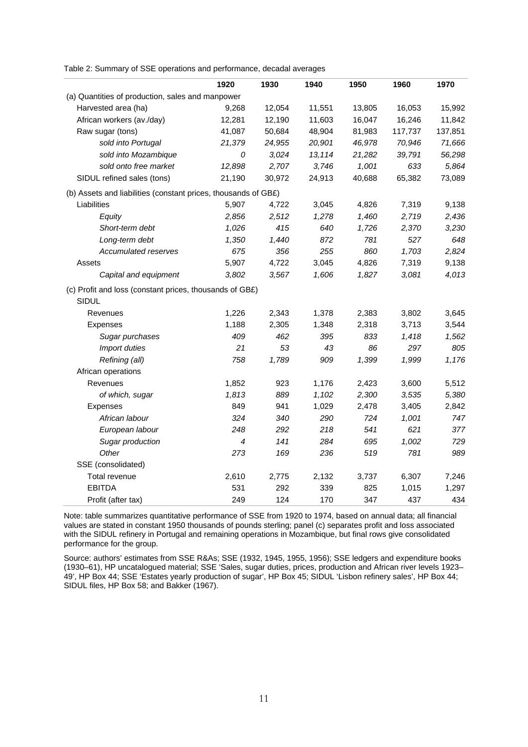Table 2: Summary of SSE operations and performance, decadal averages

| | 1920 | 1930 | 1940 | 1950 | 1960 | 1970 |
|---|---|---|---|---|---|---|
| (a) Quantities of production, sales and manpower | | | | | | |
| Harvested area (ha) | 9,268 | 12,054 | 11,551 | 13,805 | 16,053 | 15,992 |
| African workers (av./day) | 12,281 | 12,190 | 11,603 | 16,047 | 16,246 | 11,842 |
| Raw sugar (tons) | 41,087 | 50,684 | 48,904 | 81,983 | 117,737 | 137,851 |
| *sold into Portugal* | *21,379* | *24,955* | *20,901* | *46,978* | *70,946* | *71,666* |
| *sold into Mozambique* | *0* | *3,024* | *13,114* | *21,282* | *39,791* | *56,298* |
| *sold onto free market* | *12,898* | *2,707* | *3,746* | *1,001* | *633* | *5,864* |
| SIDUL refined sales (tons) | 21,190 | 30,972 | 24,913 | 40,688 | 65,382 | 73,089 |
| (b) Assets and liabilities (constant prices, thousands of GB£) | | | | | | |
| Liabilities | 5,907 | 4,722 | 3,045 | 4,826 | 7,319 | 9,138 |
| *Equity* | *2,856* | *2,512* | *1,278* | *1,460* | *2,719* | *2,436* |
| *Short-term debt* | *1,026* | *415* | *640* | *1,726* | *2,370* | *3,230* |
| *Long-term debt* | *1,350* | *1,440* | *872* | *781* | *527* | *648* |
| *Accumulated reserves* | *675* | *356* | *255* | *860* | *1,703* | *2,824* |
| Assets | 5,907 | 4,722 | 3,045 | 4,826 | 7,319 | 9,138 |
| *Capital and equipment* | *3,802* | *3,567* | *1,606* | *1,827* | *3,081* | *4,013* |
| (c) Profit and loss (constant prices, thousands of GB£) | | | | | | |
| SIDUL | | | | | | |
| Revenues | 1,226 | 2,343 | 1,378 | 2,383 | 3,802 | 3,645 |
| Expenses | 1,188 | 2,305 | 1,348 | 2,318 | 3,713 | 3,544 |
| *Sugar purchases* | *409* | *462* | *395* | *833* | *1,418* | *1,562* |
| *Import duties* | *21* | *53* | *43* | *86* | *297* | *805* |
| *Refining (all)* | *758* | *1,789* | *909* | *1,399* | *1,999* | *1,176* |
| African operations | | | | | | |
| Revenues | 1,852 | 923 | 1,176 | 2,423 | 3,600 | 5,512 |
| *of which, sugar* | *1,813* | *889* | *1,102* | *2,300* | *3,535* | *5,380* |
| Expenses | 849 | 941 | 1,029 | 2,478 | 3,405 | 2,842 |
| *African labour* | *324* | *340* | *290* | *724* | *1,001* | *747* |
| *European labour* | *248* | *292* | *218* | *541* | *621* | *377* |
| *Sugar production* | *4* | *141* | *284* | *695* | *1,002* | *729* |
| *Other* | *273* | *169* | *236* | *519* | *781* | *989* |
| SSE (consolidated) | | | | | | |
| Total revenue | 2,610 | 2,775 | 2,132 | 3,737 | 6,307 | 7,246 |
| EBITDA | 531 | 292 | 339 | 825 | 1,015 | 1,297 |
| Profit (after tax) | 249 | 124 | 170 | 347 | 437 | 434 |

Note: table summarizes quantitative performance of SSE from 1920 to 1974, based on annual data; all financial values are stated in constant 1950 thousands of pounds sterling; panel (c) separates profit and loss associated with the SIDUL refinery in Portugal and remaining operations in Mozambique, but final rows give consolidated performance for the group.

Source: authors' estimates from SSE R&As; SSE (1932, 1945, 1955, 1956); SSE ledgers and expenditure books (1930–61), HP uncatalogued material; SSE 'Sales, sugar duties, prices, production and African river levels 1923–49', HP Box 44; SSE 'Estates yearly production of sugar', HP Box 45; SIDUL 'Lisbon refinery sales', HP Box 44; SIDUL files, HP Box 58; and Bakker (1967).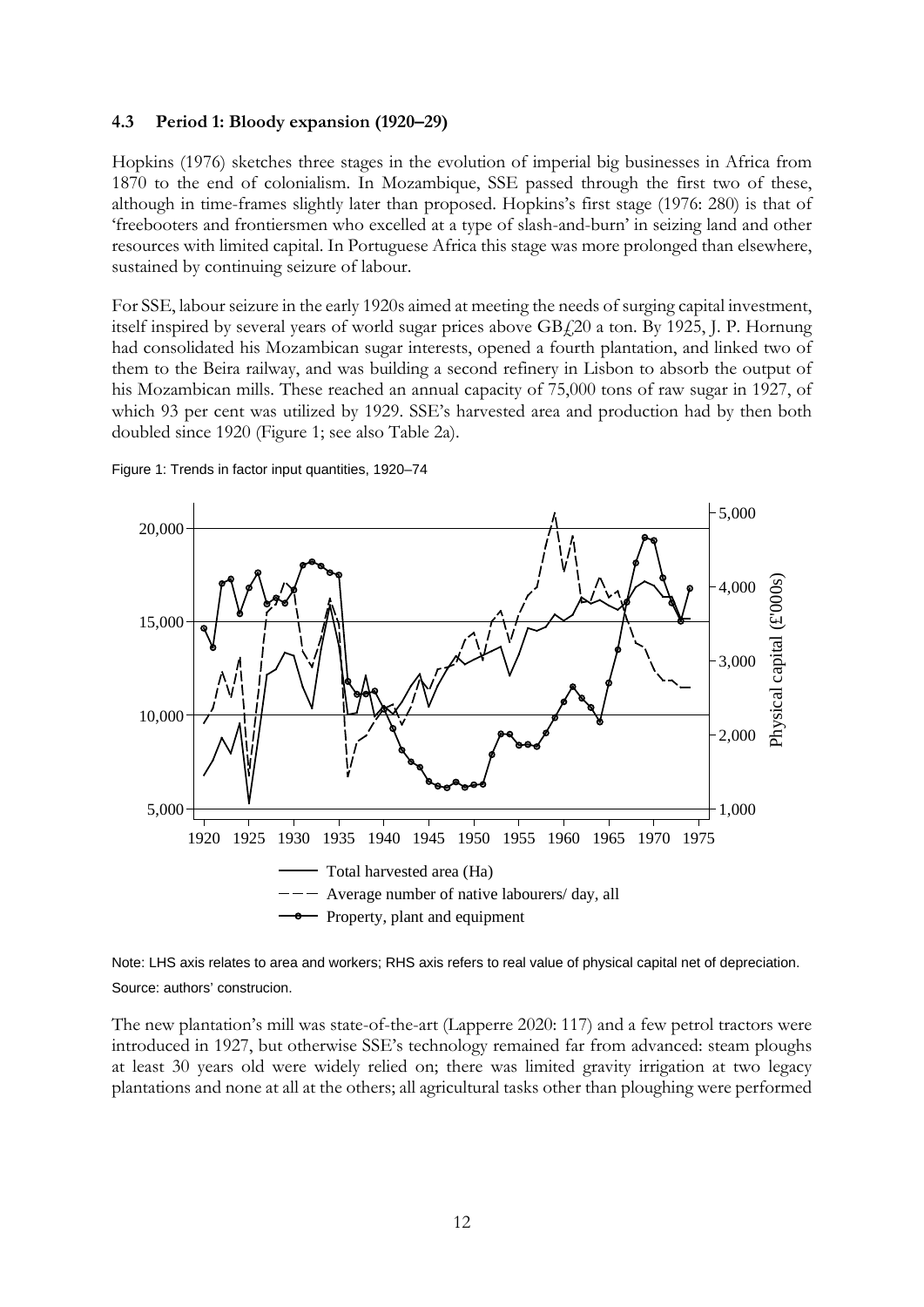### 4.3 Period 1: Bloody expansion (1920–29)

Hopkins (1976) sketches three stages in the evolution of imperial big businesses in Africa from 1870 to the end of colonialism. In Mozambique, SSE passed through the first two of these, although in time-frames slightly later than proposed. Hopkins's first stage (1976: 280) is that of 'freebooters and frontiersmen who excelled at a type of slash-and-burn' in seizing land and other resources with limited capital. In Portuguese Africa this stage was more prolonged than elsewhere, sustained by continuing seizure of labour.

For SSE, labour seizure in the early 1920s aimed at meeting the needs of surging capital investment, itself inspired by several years of world sugar prices above GB£20 a ton. By 1925, J. P. Hornung had consolidated his Mozambican sugar interests, opened a fourth plantation, and linked two of them to the Beira railway, and was building a second refinery in Lisbon to absorb the output of his Mozambican mills. These reached an annual capacity of 75,000 tons of raw sugar in 1927, of which 93 per cent was utilized by 1929. SSE's harvested area and production had by then both doubled since 1920 (Figure 1; see also Table 2a).

Figure 1: Trends in factor input quantities, 1920–74

20,000
15,000
10,000
5,000
5,000
4,000
3,000
2,000
1,000
Physical capital (£'000s)
1920 1925 1930 1935 1940 1945 1950 1955 1960 1965 1970 1975
Total harvested area (Ha)
Average number of native labourers/ day, all
Property, plant and equipment

Note: LHS axis relates to area and workers; RHS axis refers to real value of physical capital net of depreciation.
Source: authors' construcion.

The new plantation's mill was state-of-the-art (Lapperre 2020: 117) and a few petrol tractors were introduced in 1927, but otherwise SSE's technology remained far from advanced: steam ploughs at least 30 years old were widely relied on; there was limited gravity irrigation at two legacy plantations and none at all at the others; all agricultural tasks other than ploughing were performed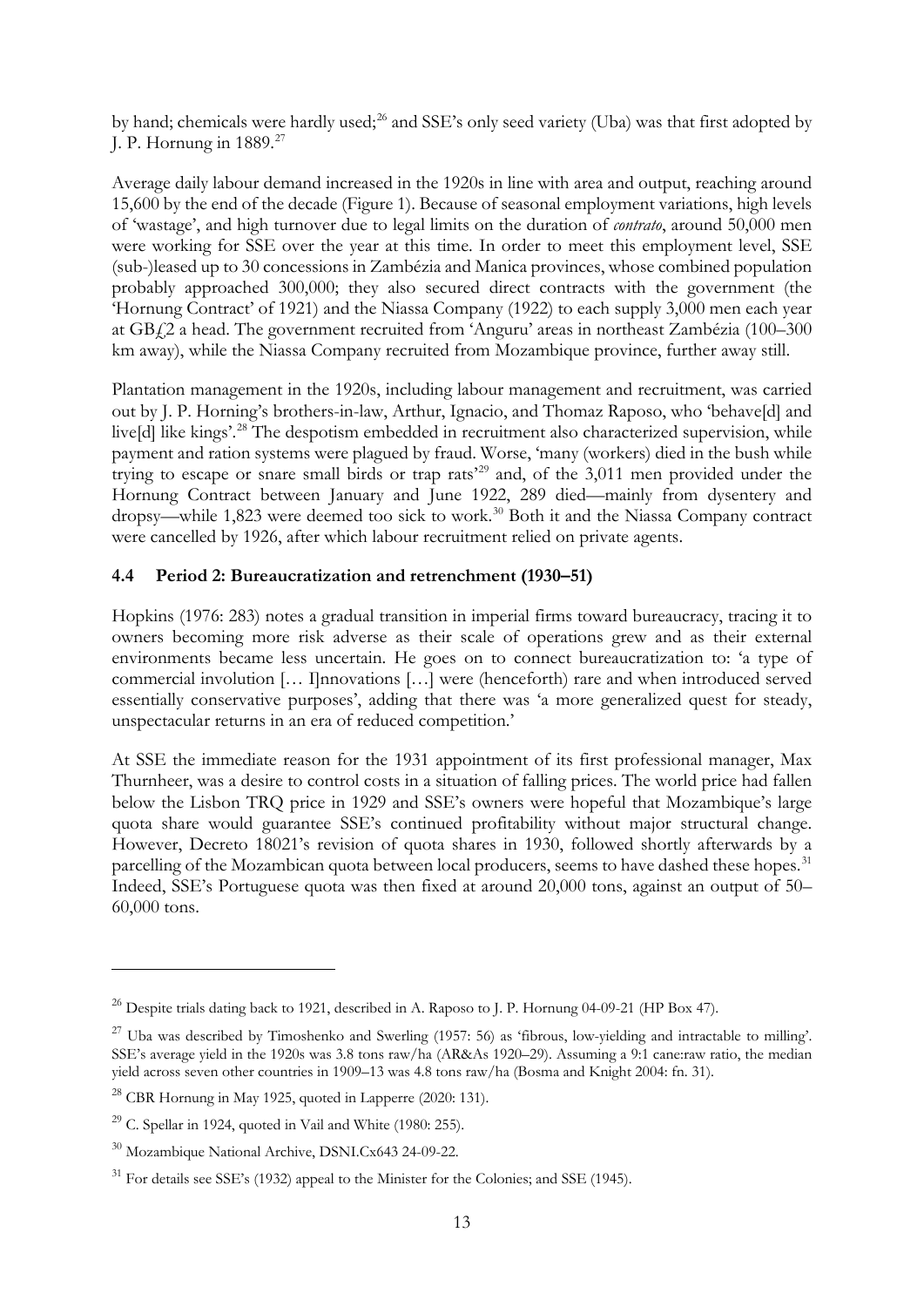by hand; chemicals were hardly used;[26] and SSE's only seed variety (Uba) was that first adopted by J. P. Hornung in 1889.[27]

Average daily labour demand increased in the 1920s in line with area and output, reaching around 15,600 by the end of the decade (Figure 1). Because of seasonal employment variations, high levels of 'wastage', and high turnover due to legal limits on the duration of *contrato*, around 50,000 men were working for SSE over the year at this time. In order to meet this employment level, SSE (sub-)leased up to 30 concessions in Zambézia and Manica provinces, whose combined population probably approached 300,000; they also secured direct contracts with the government (the 'Hornung Contract' of 1921) and the Niassa Company (1922) to each supply 3,000 men each year at GB£2 a head. The government recruited from 'Anguru' areas in northeast Zambézia (100–300 km away), while the Niassa Company recruited from Mozambique province, further away still.

Plantation management in the 1920s, including labour management and recruitment, was carried out by J. P. Horning's brothers-in-law, Arthur, Ignacio, and Thomaz Raposo, who 'behave[d] and live[d] like kings'.[28] The despotism embedded in recruitment also characterized supervision, while payment and ration systems were plagued by fraud. Worse, 'many (workers) died in the bush while trying to escape or snare small birds or trap rats'[29] and, of the 3,011 men provided under the Hornung Contract between January and June 1922, 289 died—mainly from dysentery and dropsy—while 1,823 were deemed too sick to work.[30] Both it and the Niassa Company contract were cancelled by 1926, after which labour recruitment relied on private agents.

### 4.4 Period 2: Bureaucratization and retrenchment (1930–51)

Hopkins (1976: 283) notes a gradual transition in imperial firms toward bureaucracy, tracing it to owners becoming more risk adverse as their scale of operations grew and as their external environments became less uncertain. He goes on to connect bureaucratization to: 'a type of commercial involution [… I]nnovations […] were (henceforth) rare and when introduced served essentially conservative purposes', adding that there was 'a more generalized quest for steady, unspectacular returns in an era of reduced competition.'

At SSE the immediate reason for the 1931 appointment of its first professional manager, Max Thurnheer, was a desire to control costs in a situation of falling prices. The world price had fallen below the Lisbon TRQ price in 1929 and SSE's owners were hopeful that Mozambique's large quota share would guarantee SSE's continued profitability without major structural change. However, Decreto 18021's revision of quota shares in 1930, followed shortly afterwards by a parcelling of the Mozambican quota between local producers, seems to have dashed these hopes.[31] Indeed, SSE's Portuguese quota was then fixed at around 20,000 tons, against an output of 50–60,000 tons.

---

[26] Despite trials dating back to 1921, described in A. Raposo to J. P. Hornung 04-09-21 (HP Box 47).

[27] Uba was described by Timoshenko and Swerling (1957: 56) as 'fibrous, low-yielding and intractable to milling'. SSE's average yield in the 1920s was 3.8 tons raw/ha (AR&As 1920–29). Assuming a 9:1 cane:raw ratio, the median yield across seven other countries in 1909–13 was 4.8 tons raw/ha (Bosma and Knight 2004: fn. 31).

[28] CBR Hornung in May 1925, quoted in Lapperre (2020: 131).

[29] C. Spellar in 1924, quoted in Vail and White (1980: 255).

[30] Mozambique National Archive, DSNI.Cx643 24-09-22.

[31] For details see SSE's (1932) appeal to the Minister for the Colonies; and SSE (1945).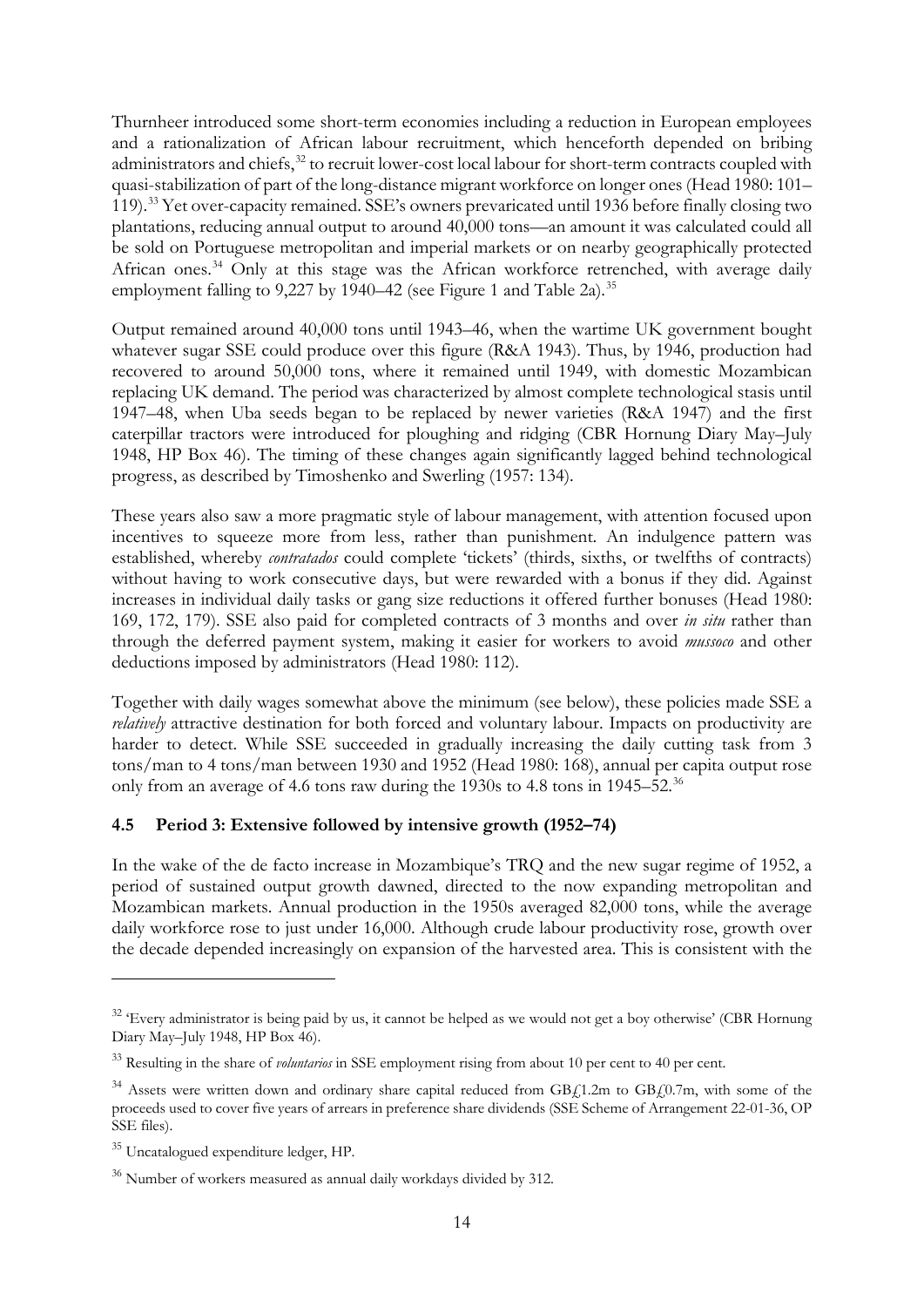Thurnheer introduced some short-term economies including a reduction in European employees and a rationalization of African labour recruitment, which henceforth depended on bribing administrators and chiefs,[32] to recruit lower-cost local labour for short-term contracts coupled with quasi-stabilization of part of the long-distance migrant workforce on longer ones (Head 1980: 101–119).[33] Yet over-capacity remained. SSE's owners prevaricated until 1936 before finally closing two plantations, reducing annual output to around 40,000 tons—an amount it was calculated could all be sold on Portuguese metropolitan and imperial markets or on nearby geographically protected African ones.[34] Only at this stage was the African workforce retrenched, with average daily employment falling to 9,227 by 1940–42 (see Figure 1 and Table 2a).[35]

Output remained around 40,000 tons until 1943–46, when the wartime UK government bought whatever sugar SSE could produce over this figure (R&A 1943). Thus, by 1946, production had recovered to around 50,000 tons, where it remained until 1949, with domestic Mozambican replacing UK demand. The period was characterized by almost complete technological stasis until 1947–48, when Uba seeds began to be replaced by newer varieties (R&A 1947) and the first caterpillar tractors were introduced for ploughing and ridging (CBR Hornung Diary May–July 1948, HP Box 46). The timing of these changes again significantly lagged behind technological progress, as described by Timoshenko and Swerling (1957: 134).

These years also saw a more pragmatic style of labour management, with attention focused upon incentives to squeeze more from less, rather than punishment. An indulgence pattern was established, whereby *contratados* could complete 'tickets' (thirds, sixths, or twelfths of contracts) without having to work consecutive days, but were rewarded with a bonus if they did. Against increases in individual daily tasks or gang size reductions it offered further bonuses (Head 1980: 169, 172, 179). SSE also paid for completed contracts of 3 months and over *in situ* rather than through the deferred payment system, making it easier for workers to avoid *mussoco* and other deductions imposed by administrators (Head 1980: 112).

Together with daily wages somewhat above the minimum (see below), these policies made SSE a *relatively* attractive destination for both forced and voluntary labour. Impacts on productivity are harder to detect. While SSE succeeded in gradually increasing the daily cutting task from 3 tons/man to 4 tons/man between 1930 and 1952 (Head 1980: 168), annual per capita output rose only from an average of 4.6 tons raw during the 1930s to 4.8 tons in 1945–52.[36]

### 4.5 Period 3: Extensive followed by intensive growth (1952–74)

In the wake of the de facto increase in Mozambique's TRQ and the new sugar regime of 1952, a period of sustained output growth dawned, directed to the now expanding metropolitan and Mozambican markets. Annual production in the 1950s averaged 82,000 tons, while the average daily workforce rose to just under 16,000. Although crude labour productivity rose, growth over the decade depended increasingly on expansion of the harvested area. This is consistent with the

---

[32] 'Every administrator is being paid by us, it cannot be helped as we would not get a boy otherwise' (CBR Hornung Diary May–July 1948, HP Box 46).

[33] Resulting in the share of *voluntarios* in SSE employment rising from about 10 per cent to 40 per cent.

[34] Assets were written down and ordinary share capital reduced from GB£1.2m to GB£0.7m, with some of the proceeds used to cover five years of arrears in preference share dividends (SSE Scheme of Arrangement 22-01-36, OP SSE files).

[35] Uncatalogued expenditure ledger, HP.

[36] Number of workers measured as annual daily workdays divided by 312.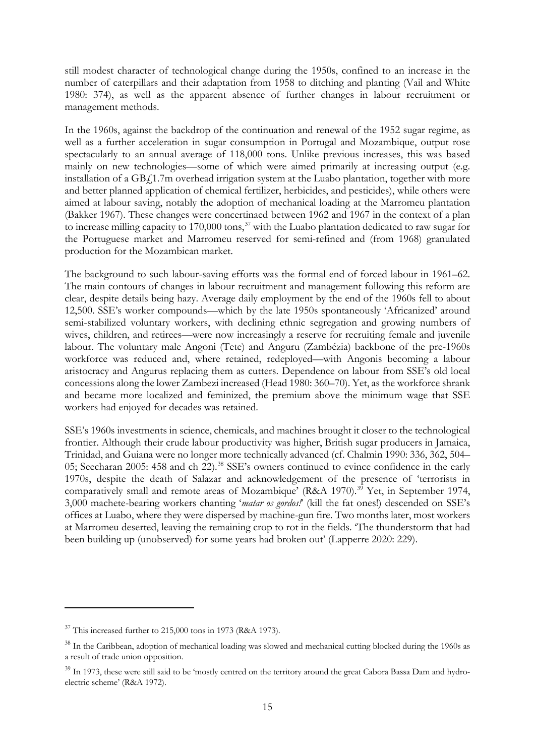still modest character of technological change during the 1950s, confined to an increase in the number of caterpillars and their adaptation from 1958 to ditching and planting (Vail and White 1980: 374), as well as the apparent absence of further changes in labour recruitment or management methods.

In the 1960s, against the backdrop of the continuation and renewal of the 1952 sugar regime, as well as a further acceleration in sugar consumption in Portugal and Mozambique, output rose spectacularly to an annual average of 118,000 tons. Unlike previous increases, this was based mainly on new technologies—some of which were aimed primarily at increasing output (e.g. installation of a GB£1.7m overhead irrigation system at the Luabo plantation, together with more and better planned application of chemical fertilizer, herbicides, and pesticides), while others were aimed at labour saving, notably the adoption of mechanical loading at the Marromeu plantation (Bakker 1967). These changes were concertinaed between 1962 and 1967 in the context of a plan to increase milling capacity to 170,000 tons,[37] with the Luabo plantation dedicated to raw sugar for the Portuguese market and Marromeu reserved for semi-refined and (from 1968) granulated production for the Mozambican market.

The background to such labour-saving efforts was the formal end of forced labour in 1961–62. The main contours of changes in labour recruitment and management following this reform are clear, despite details being hazy. Average daily employment by the end of the 1960s fell to about 12,500. SSE's worker compounds—which by the late 1950s spontaneously 'Africanized' around semi-stabilized voluntary workers, with declining ethnic segregation and growing numbers of wives, children, and retirees—were now increasingly a reserve for recruiting female and juvenile labour. The voluntary male Angoni (Tete) and Anguru (Zambézia) backbone of the pre-1960s workforce was reduced and, where retained, redeployed—with Angonis becoming a labour aristocracy and Angurus replacing them as cutters. Dependence on labour from SSE's old local concessions along the lower Zambezi increased (Head 1980: 360–70). Yet, as the workforce shrank and became more localized and feminized, the premium above the minimum wage that SSE workers had enjoyed for decades was retained.

SSE's 1960s investments in science, chemicals, and machines brought it closer to the technological frontier. Although their crude labour productivity was higher, British sugar producers in Jamaica, Trinidad, and Guiana were no longer more technically advanced (cf. Chalmin 1990: 336, 362, 504–05; Seecharan 2005: 458 and ch 22).[38] SSE's owners continued to evince confidence in the early 1970s, despite the death of Salazar and acknowledgement of the presence of 'terrorists in comparatively small and remote areas of Mozambique' (R&A 1970).[39] Yet, in September 1974, 3,000 machete-bearing workers chanting '*matar os gordos!*' (kill the fat ones!) descended on SSE's offices at Luabo, where they were dispersed by machine-gun fire. Two months later, most workers at Marromeu deserted, leaving the remaining crop to rot in the fields. 'The thunderstorm that had been building up (unobserved) for some years had broken out' (Lapperre 2020: 229).

---

[37] This increased further to 215,000 tons in 1973 (R&A 1973).

[38] In the Caribbean, adoption of mechanical loading was slowed and mechanical cutting blocked during the 1960s as a result of trade union opposition.

[39] In 1973, these were still said to be 'mostly centred on the territory around the great Cabora Bassa Dam and hydro-electric scheme' (R&A 1972).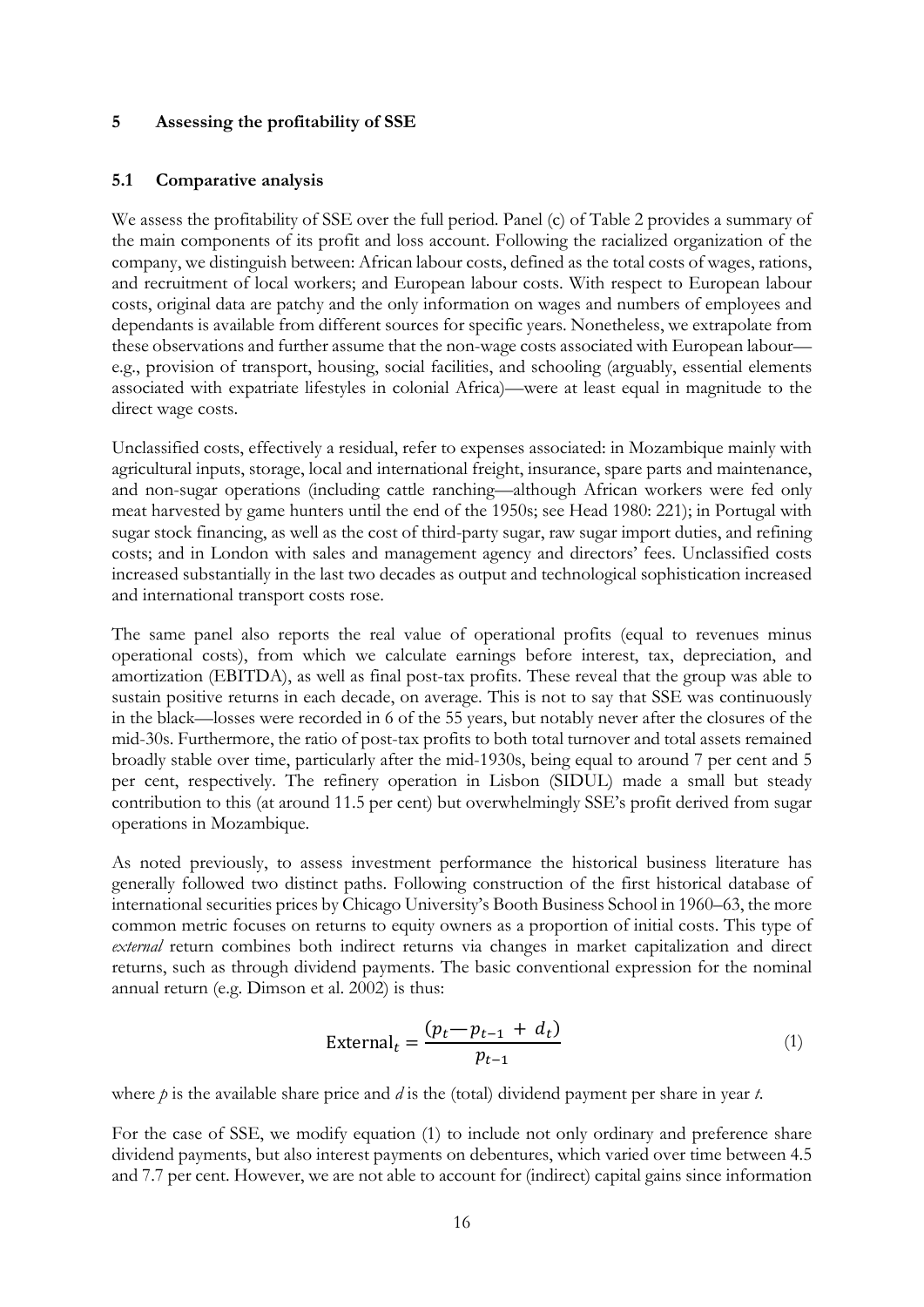## 5 Assessing the profitability of SSE

### 5.1 Comparative analysis

We assess the profitability of SSE over the full period. Panel (c) of Table 2 provides a summary of the main components of its profit and loss account. Following the racialized organization of the company, we distinguish between: African labour costs, defined as the total costs of wages, rations, and recruitment of local workers; and European labour costs. With respect to European labour costs, original data are patchy and the only information on wages and numbers of employees and dependants is available from different sources for specific years. Nonetheless, we extrapolate from these observations and further assume that the non-wage costs associated with European labour—e.g., provision of transport, housing, social facilities, and schooling (arguably, essential elements associated with expatriate lifestyles in colonial Africa)—were at least equal in magnitude to the direct wage costs.

Unclassified costs, effectively a residual, refer to expenses associated: in Mozambique mainly with agricultural inputs, storage, local and international freight, insurance, spare parts and maintenance, and non-sugar operations (including cattle ranching—although African workers were fed only meat harvested by game hunters until the end of the 1950s; see Head 1980: 221); in Portugal with sugar stock financing, as well as the cost of third-party sugar, raw sugar import duties, and refining costs; and in London with sales and management agency and directors' fees. Unclassified costs increased substantially in the last two decades as output and technological sophistication increased and international transport costs rose.

The same panel also reports the real value of operational profits (equal to revenues minus operational costs), from which we calculate earnings before interest, tax, depreciation, and amortization (EBITDA), as well as final post-tax profits. These reveal that the group was able to sustain positive returns in each decade, on average. This is not to say that SSE was continuously in the black—losses were recorded in 6 of the 55 years, but notably never after the closures of the mid-30s. Furthermore, the ratio of post-tax profits to both total turnover and total assets remained broadly stable over time, particularly after the mid-1930s, being equal to around 7 per cent and 5 per cent, respectively. The refinery operation in Lisbon (SIDUL) made a small but steady contribution to this (at around 11.5 per cent) but overwhelmingly SSE's profit derived from sugar operations in Mozambique.

As noted previously, to assess investment performance the historical business literature has generally followed two distinct paths. Following construction of the first historical database of international securities prices by Chicago University's Booth Business School in 1960–63, the more common metric focuses on returns to equity owners as a proportion of initial costs. This type of *external* return combines both indirect returns via changes in market capitalization and direct returns, such as through dividend payments. The basic conventional expression for the nominal annual return (e.g. Dimson et al. 2002) is thus:

$$\text{External}_t = \frac{(p_t - p_{t-1} + d_t)}{p_{t-1}} \qquad (1)$$

where $p$ is the available share price and $d$ is the (total) dividend payment per share in year $t$.

For the case of SSE, we modify equation (1) to include not only ordinary and preference share dividend payments, but also interest payments on debentures, which varied over time between 4.5 and 7.7 per cent. However, we are not able to account for (indirect) capital gains since information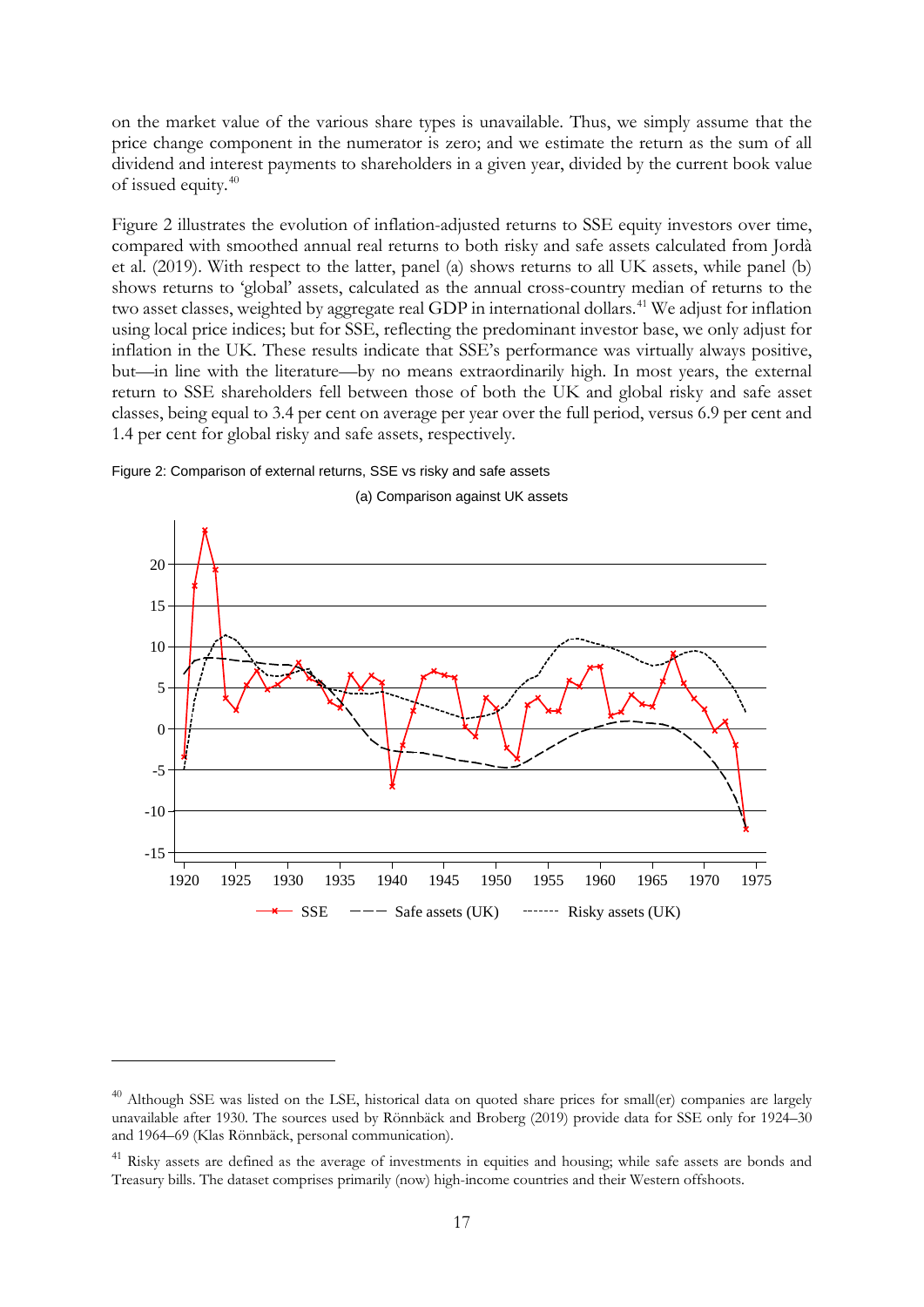on the market value of the various share types is unavailable. Thus, we simply assume that the price change component in the numerator is zero; and we estimate the return as the sum of all dividend and interest payments to shareholders in a given year, divided by the current book value of issued equity.[40]

Figure 2 illustrates the evolution of inflation-adjusted returns to SSE equity investors over time, compared with smoothed annual real returns to both risky and safe assets calculated from Jordà et al. (2019). With respect to the latter, panel (a) shows returns to all UK assets, while panel (b) shows returns to 'global' assets, calculated as the annual cross-country median of returns to the two asset classes, weighted by aggregate real GDP in international dollars.[41] We adjust for inflation using local price indices; but for SSE, reflecting the predominant investor base, we only adjust for inflation in the UK. These results indicate that SSE's performance was virtually always positive, but—in line with the literature—by no means extraordinarily high. In most years, the external return to SSE shareholders fell between those of both the UK and global risky and safe asset classes, being equal to 3.4 per cent on average per year over the full period, versus 6.9 per cent and 1.4 per cent for global risky and safe assets, respectively.

Figure 2: Comparison of external returns, SSE vs risky and safe assets

(a) Comparison against UK assets

20
15
10
5
0
-5
-10
-15

1920 1925 1930 1935 1940 1945 1950 1955 1960 1965 1970 1975

SSE — Safe assets (UK) — Risky assets (UK)

---

[40] Although SSE was listed on the LSE, historical data on quoted share prices for small(er) companies are largely unavailable after 1930. The sources used by Rönnbäck and Broberg (2019) provide data for SSE only for 1924–30 and 1964–69 (Klas Rönnbäck, personal communication).

[41] Risky assets are defined as the average of investments in equities and housing; while safe assets are bonds and Treasury bills. The dataset comprises primarily (now) high-income countries and their Western offshoots.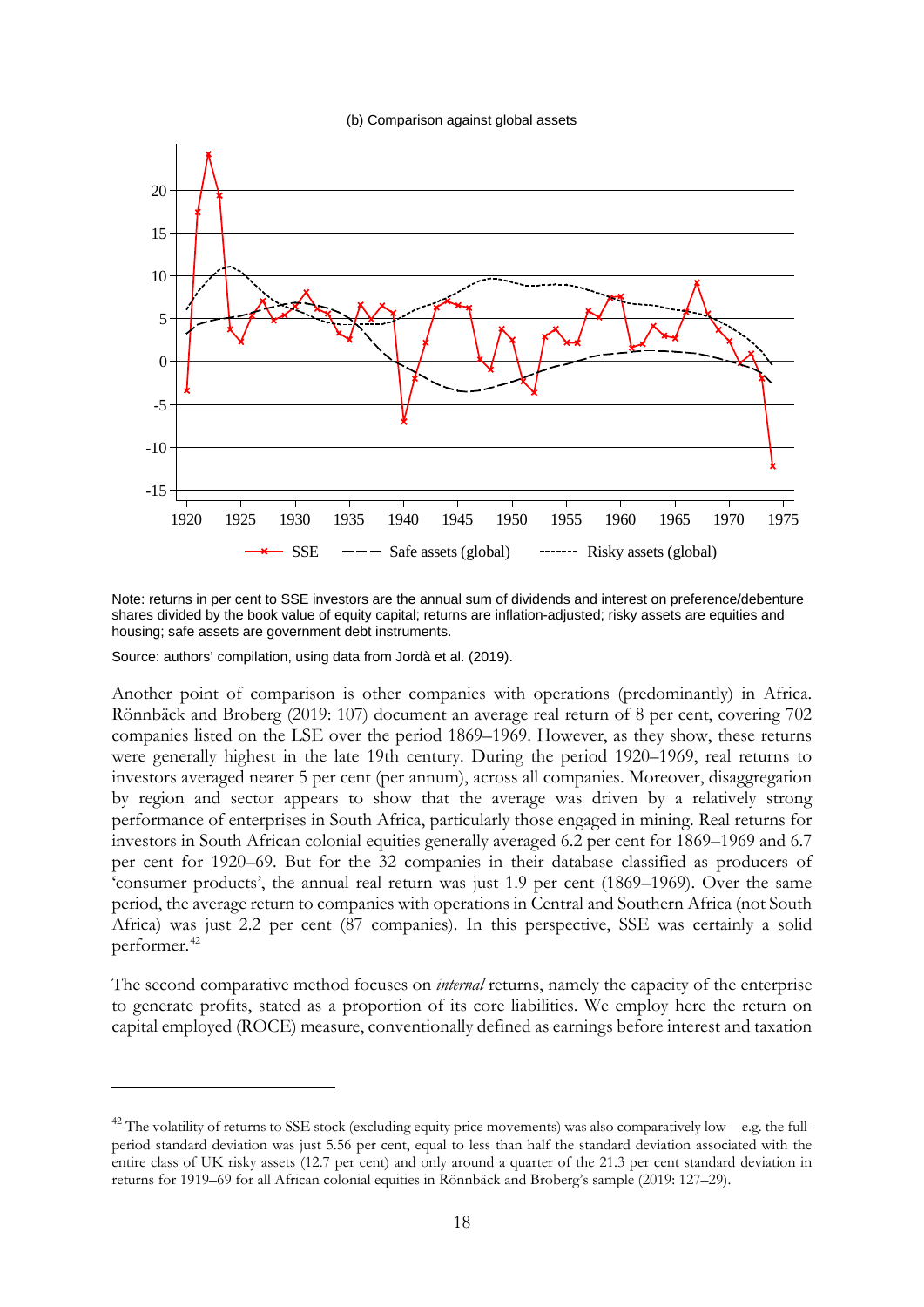(b) Comparison against global assets

20
15
10
5
0
-5
-10
-15

1920 1925 1930 1935 1940 1945 1950 1955 1960 1965 1970 1975

SSE    Safe assets (global)    Risky assets (global)

Note: returns in per cent to SSE investors are the annual sum of dividends and interest on preference/debenture shares divided by the book value of equity capital; returns are inflation-adjusted; risky assets are equities and housing; safe assets are government debt instruments.

Source: authors' compilation, using data from Jordà et al. (2019).

Another point of comparison is other companies with operations (predominantly) in Africa. Rönnbäck and Broberg (2019: 107) document an average real return of 8 per cent, covering 702 companies listed on the LSE over the period 1869–1969. However, as they show, these returns were generally highest in the late 19th century. During the period 1920–1969, real returns to investors averaged nearer 5 per cent (per annum), across all companies. Moreover, disaggregation by region and sector appears to show that the average was driven by a relatively strong performance of enterprises in South Africa, particularly those engaged in mining. Real returns for investors in South African colonial equities generally averaged 6.2 per cent for 1869–1969 and 6.7 per cent for 1920–69. But for the 32 companies in their database classified as producers of 'consumer products', the annual real return was just 1.9 per cent (1869–1969). Over the same period, the average return to companies with operations in Central and Southern Africa (not South Africa) was just 2.2 per cent (87 companies). In this perspective, SSE was certainly a solid performer.[42]

The second comparative method focuses on *internal* returns, namely the capacity of the enterprise to generate profits, stated as a proportion of its core liabilities. We employ here the return on capital employed (ROCE) measure, conventionally defined as earnings before interest and taxation

[42] The volatility of returns to SSE stock (excluding equity price movements) was also comparatively low—e.g. the full-period standard deviation was just 5.56 per cent, equal to less than half the standard deviation associated with the entire class of UK risky assets (12.7 per cent) and only around a quarter of the 21.3 per cent standard deviation in returns for 1919–69 for all African colonial equities in Rönnbäck and Broberg's sample (2019: 127–29).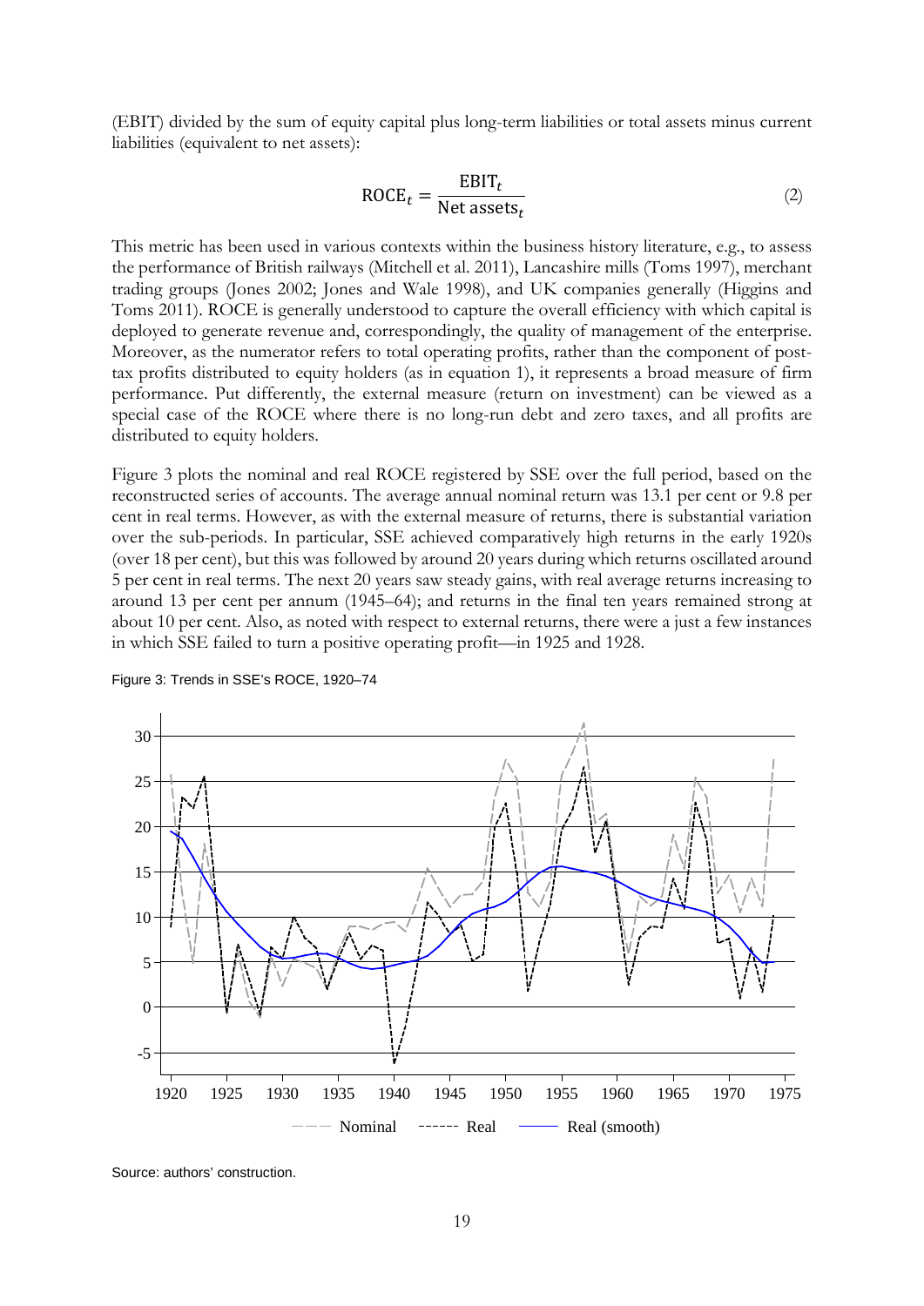(EBIT) divided by the sum of equity capital plus long-term liabilities or total assets minus current liabilities (equivalent to net assets):

$$\text{ROCE}_t = \frac{\text{EBIT}_t}{\text{Net assets}_t} \tag{2}$$

This metric has been used in various contexts within the business history literature, e.g., to assess the performance of British railways (Mitchell et al. 2011), Lancashire mills (Toms 1997), merchant trading groups (Jones 2002; Jones and Wale 1998), and UK companies generally (Higgins and Toms 2011). ROCE is generally understood to capture the overall efficiency with which capital is deployed to generate revenue and, correspondingly, the quality of management of the enterprise. Moreover, as the numerator refers to total operating profits, rather than the component of post-tax profits distributed to equity holders (as in equation 1), it represents a broad measure of firm performance. Put differently, the external measure (return on investment) can be viewed as a special case of the ROCE where there is no long-run debt and zero taxes, and all profits are distributed to equity holders.

Figure 3 plots the nominal and real ROCE registered by SSE over the full period, based on the reconstructed series of accounts. The average annual nominal return was 13.1 per cent or 9.8 per cent in real terms. However, as with the external measure of returns, there is substantial variation over the sub-periods. In particular, SSE achieved comparatively high returns in the early 1920s (over 18 per cent), but this was followed by around 20 years during which returns oscillated around 5 per cent in real terms. The next 20 years saw steady gains, with real average returns increasing to around 13 per cent per annum (1945–64); and returns in the final ten years remained strong at about 10 per cent. Also, as noted with respect to external returns, there were a just a few instances in which SSE failed to turn a positive operating profit—in 1925 and 1928.

Figure 3: Trends in SSE's ROCE, 1920–74

30
25
20
15
10
5
0
-5

1920 1925 1930 1935 1940 1945 1950 1955 1960 1965 1970 1975

Nominal — Real — Real (smooth)

Source: authors' construction.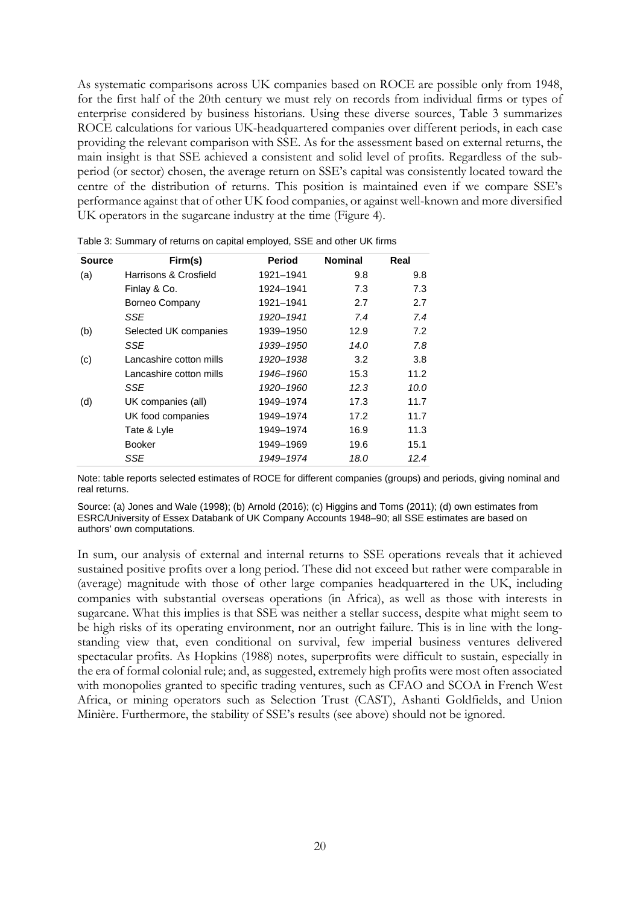As systematic comparisons across UK companies based on ROCE are possible only from 1948, for the first half of the 20th century we must rely on records from individual firms or types of enterprise considered by business historians. Using these diverse sources, Table 3 summarizes ROCE calculations for various UK-headquartered companies over different periods, in each case providing the relevant comparison with SSE. As for the assessment based on external returns, the main insight is that SSE achieved a consistent and solid level of profits. Regardless of the sub-period (or sector) chosen, the average return on SSE's capital was consistently located toward the centre of the distribution of returns. This position is maintained even if we compare SSE's performance against that of other UK food companies, or against well-known and more diversified UK operators in the sugarcane industry at the time (Figure 4).

Table 3: Summary of returns on capital employed, SSE and other UK firms

| Source | Firm(s) | Period | Nominal | Real |
|---|---|---|---|---|
| (a) | Harrisons & Crosfield | 1921–1941 | 9.8 | 9.8 |
| | Finlay & Co. | 1924–1941 | 7.3 | 7.3 |
| | Borneo Company | 1921–1941 | 2.7 | 2.7 |
| | *SSE* | *1920–1941* | *7.4* | *7.4* |
| (b) | Selected UK companies | 1939–1950 | 12.9 | 7.2 |
| | *SSE* | *1939–1950* | *14.0* | *7.8* |
| (c) | Lancashire cotton mills | *1920–1938* | 3.2 | 3.8 |
| | Lancashire cotton mills | *1946–1960* | 15.3 | 11.2 |
| | *SSE* | *1920–1960* | *12.3* | *10.0* |
| (d) | UK companies (all) | 1949–1974 | 17.3 | 11.7 |
| | UK food companies | 1949–1974 | 17.2 | 11.7 |
| | Tate & Lyle | 1949–1974 | 16.9 | 11.3 |
| | Booker | 1949–1969 | 19.6 | 15.1 |
| | *SSE* | *1949–1974* | *18.0* | *12.4* |

Note: table reports selected estimates of ROCE for different companies (groups) and periods, giving nominal and real returns.

Source: (a) Jones and Wale (1998); (b) Arnold (2016); (c) Higgins and Toms (2011); (d) own estimates from ESRC/University of Essex Databank of UK Company Accounts 1948–90; all SSE estimates are based on authors' own computations.

In sum, our analysis of external and internal returns to SSE operations reveals that it achieved sustained positive profits over a long period. These did not exceed but rather were comparable in (average) magnitude with those of other large companies headquartered in the UK, including companies with substantial overseas operations (in Africa), as well as those with interests in sugarcane. What this implies is that SSE was neither a stellar success, despite what might seem to be high risks of its operating environment, nor an outright failure. This is in line with the long-standing view that, even conditional on survival, few imperial business ventures delivered spectacular profits. As Hopkins (1988) notes, superprofits were difficult to sustain, especially in the era of formal colonial rule; and, as suggested, extremely high profits were most often associated with monopolies granted to specific trading ventures, such as CFAO and SCOA in French West Africa, or mining operators such as Selection Trust (CAST), Ashanti Goldfields, and Union Minière. Furthermore, the stability of SSE's results (see above) should not be ignored.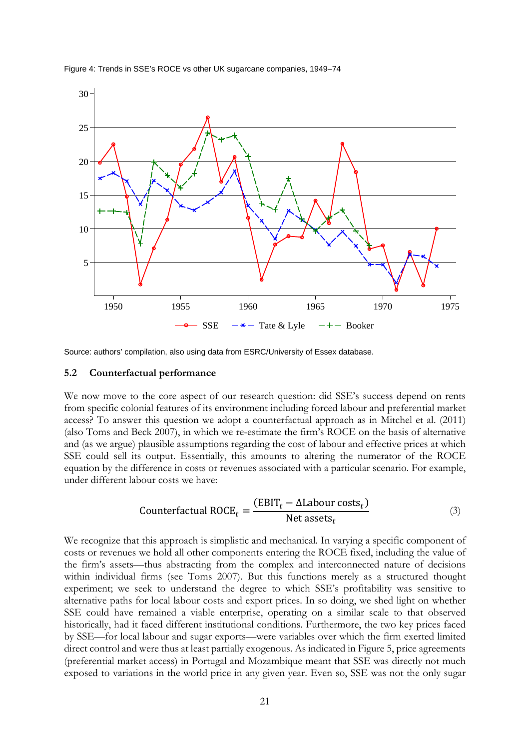Figure 4: Trends in SSE's ROCE vs other UK sugarcane companies, 1949–74

30
25
20
15
10
5

1950 1955 1960 1965 1970 1975

SSE Tate & Lyle Booker

Source: authors' compilation, also using data from ESRC/University of Essex database.

### 5.2 Counterfactual performance

We now move to the core aspect of our research question: did SSE's success depend on rents from specific colonial features of its environment including forced labour and preferential market access? To answer this question we adopt a counterfactual approach as in Mitchel et al. (2011) (also Toms and Beck 2007), in which we re-estimate the firm's ROCE on the basis of alternative and (as we argue) plausible assumptions regarding the cost of labour and effective prices at which SSE could sell its output. Essentially, this amounts to altering the numerator of the ROCE equation by the difference in costs or revenues associated with a particular scenario. For example, under different labour costs we have:

$$\text{Counterfactual ROCE}_t = \frac{(\text{EBIT}_t - \Delta\text{Labour costs}_t)}{\text{Net assets}_t} \tag{3}$$

We recognize that this approach is simplistic and mechanical. In varying a specific component of costs or revenues we hold all other components entering the ROCE fixed, including the value of the firm's assets—thus abstracting from the complex and interconnected nature of decisions within individual firms (see Toms 2007). But this functions merely as a structured thought experiment; we seek to understand the degree to which SSE's profitability was sensitive to alternative paths for local labour costs and export prices. In so doing, we shed light on whether SSE could have remained a viable enterprise, operating on a similar scale to that observed historically, had it faced different institutional conditions. Furthermore, the two key prices faced by SSE—for local labour and sugar exports—were variables over which the firm exerted limited direct control and were thus at least partially exogenous. As indicated in Figure 5, price agreements (preferential market access) in Portugal and Mozambique meant that SSE was directly not much exposed to variations in the world price in any given year. Even so, SSE was not the only sugar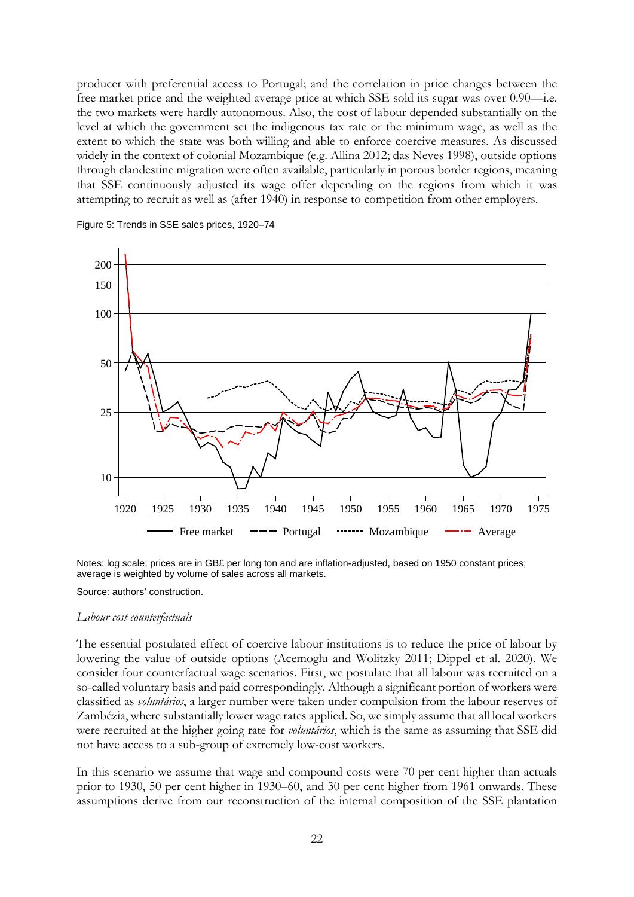producer with preferential access to Portugal; and the correlation in price changes between the free market price and the weighted average price at which SSE sold its sugar was over 0.90—i.e. the two markets were hardly autonomous. Also, the cost of labour depended substantially on the level at which the government set the indigenous tax rate or the minimum wage, as well as the extent to which the state was both willing and able to enforce coercive measures. As discussed widely in the context of colonial Mozambique (e.g. Allina 2012; das Neves 1998), outside options through clandestine migration were often available, particularly in porous border regions, meaning that SSE continuously adjusted its wage offer depending on the regions from which it was attempting to recruit as well as (after 1940) in response to competition from other employers.

Figure 5: Trends in SSE sales prices, 1920–74

200
150
100
50
25
10

1920 1925 1930 1935 1940 1945 1950 1955 1960 1965 1970 1975

Free market
Portugal
Mozambique
Average

Notes: log scale; prices are in GB£ per long ton and are inflation-adjusted, based on 1950 constant prices; average is weighted by volume of sales across all markets.

Source: authors' construction.

*Labour cost counterfactuals*

The essential postulated effect of coercive labour institutions is to reduce the price of labour by lowering the value of outside options (Acemoglu and Wolitzky 2011; Dippel et al. 2020). We consider four counterfactual wage scenarios. First, we postulate that all labour was recruited on a so-called voluntary basis and paid correspondingly. Although a significant portion of workers were classified as *voluntários*, a larger number were taken under compulsion from the labour reserves of Zambézia, where substantially lower wage rates applied. So, we simply assume that all local workers were recruited at the higher going rate for *voluntários*, which is the same as assuming that SSE did not have access to a sub-group of extremely low-cost workers.

In this scenario we assume that wage and compound costs were 70 per cent higher than actuals prior to 1930, 50 per cent higher in 1930–60, and 30 per cent higher from 1961 onwards. These assumptions derive from our reconstruction of the internal composition of the SSE plantation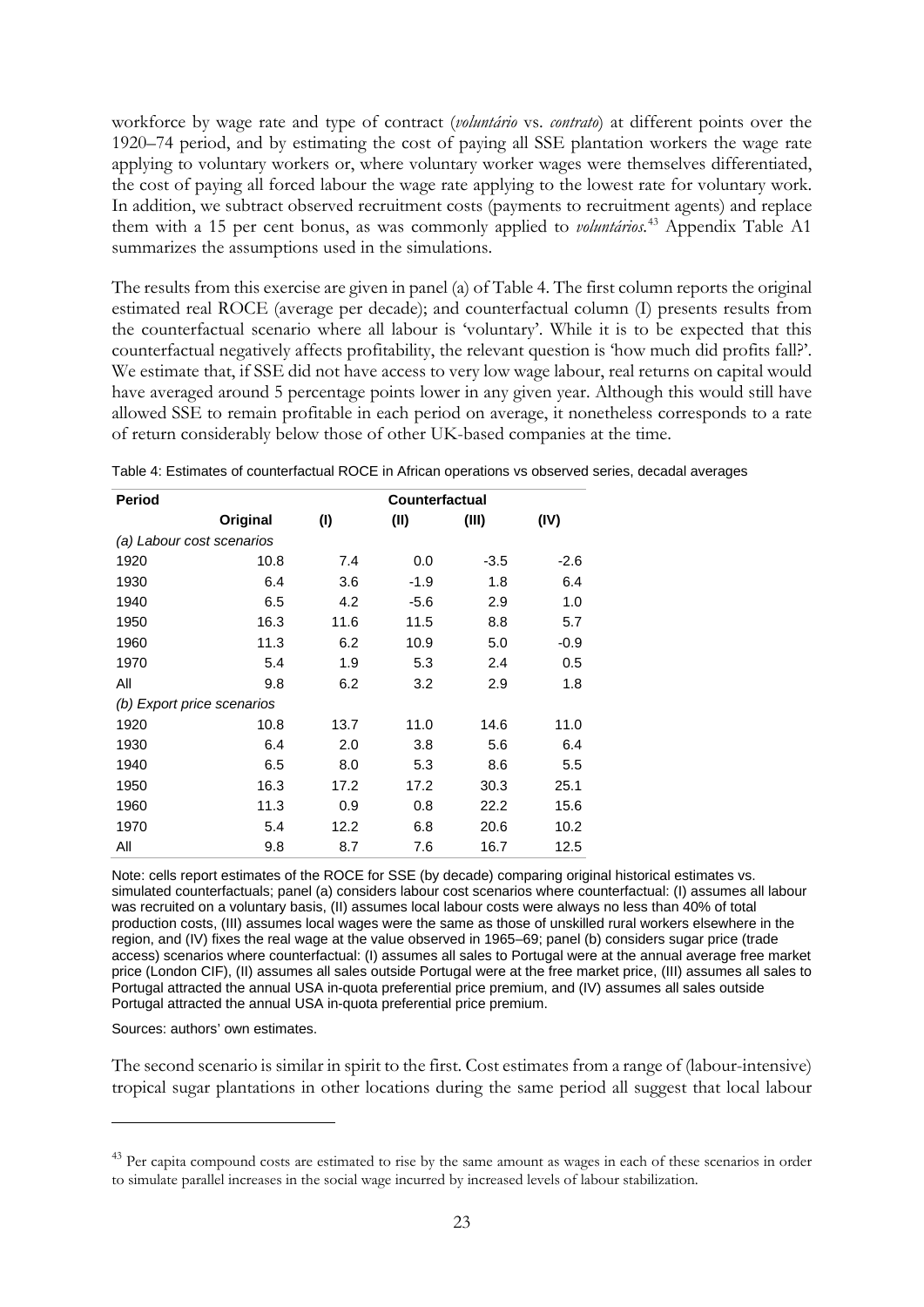workforce by wage rate and type of contract (*voluntário* vs. *contrato*) at different points over the 1920–74 period, and by estimating the cost of paying all SSE plantation workers the wage rate applying to voluntary workers or, where voluntary worker wages were themselves differentiated, the cost of paying all forced labour the wage rate applying to the lowest rate for voluntary work. In addition, we subtract observed recruitment costs (payments to recruitment agents) and replace them with a 15 per cent bonus, as was commonly applied to *voluntários*.[43] Appendix Table A1 summarizes the assumptions used in the simulations.

The results from this exercise are given in panel (a) of Table 4. The first column reports the original estimated real ROCE (average per decade); and counterfactual column (I) presents results from the counterfactual scenario where all labour is 'voluntary'. While it is to be expected that this counterfactual negatively affects profitability, the relevant question is 'how much did profits fall?'. We estimate that, if SSE did not have access to very low wage labour, real returns on capital would have averaged around 5 percentage points lower in any given year. Although this would still have allowed SSE to remain profitable in each period on average, it nonetheless corresponds to a rate of return considerably below those of other UK-based companies at the time.

Table 4: Estimates of counterfactual ROCE in African operations vs observed series, decadal averages

| Period | | Counterfactual | | | |
|---|---|---|---|---|---|
| | Original | (I) | (II) | (III) | (IV) |
| *(a) Labour cost scenarios* | | | | | |
| 1920 | 10.8 | 7.4 | 0.0 | -3.5 | -2.6 |
| 1930 | 6.4 | 3.6 | -1.9 | 1.8 | 6.4 |
| 1940 | 6.5 | 4.2 | -5.6 | 2.9 | 1.0 |
| 1950 | 16.3 | 11.6 | 11.5 | 8.8 | 5.7 |
| 1960 | 11.3 | 6.2 | 10.9 | 5.0 | -0.9 |
| 1970 | 5.4 | 1.9 | 5.3 | 2.4 | 0.5 |
| All | 9.8 | 6.2 | 3.2 | 2.9 | 1.8 |
| *(b) Export price scenarios* | | | | | |
| 1920 | 10.8 | 13.7 | 11.0 | 14.6 | 11.0 |
| 1930 | 6.4 | 2.0 | 3.8 | 5.6 | 6.4 |
| 1940 | 6.5 | 8.0 | 5.3 | 8.6 | 5.5 |
| 1950 | 16.3 | 17.2 | 17.2 | 30.3 | 25.1 |
| 1960 | 11.3 | 0.9 | 0.8 | 22.2 | 15.6 |
| 1970 | 5.4 | 12.2 | 6.8 | 20.6 | 10.2 |
| All | 9.8 | 8.7 | 7.6 | 16.7 | 12.5 |

Note: cells report estimates of the ROCE for SSE (by decade) comparing original historical estimates vs. simulated counterfactuals; panel (a) considers labour cost scenarios where counterfactual: (I) assumes all labour was recruited on a voluntary basis, (II) assumes local labour costs were always no less than 40% of total production costs, (III) assumes local wages were the same as those of unskilled rural workers elsewhere in the region, and (IV) fixes the real wage at the value observed in 1965–69; panel (b) considers sugar price (trade access) scenarios where counterfactual: (I) assumes all sales to Portugal were at the annual average free market price (London CIF), (II) assumes all sales outside Portugal were at the free market price, (III) assumes all sales to Portugal attracted the annual USA in-quota preferential price premium, and (IV) assumes all sales outside Portugal attracted the annual USA in-quota preferential price premium.

Sources: authors' own estimates.

The second scenario is similar in spirit to the first. Cost estimates from a range of (labour-intensive) tropical sugar plantations in other locations during the same period all suggest that local labour

[43] Per capita compound costs are estimated to rise by the same amount as wages in each of these scenarios in order to simulate parallel increases in the social wage incurred by increased levels of labour stabilization.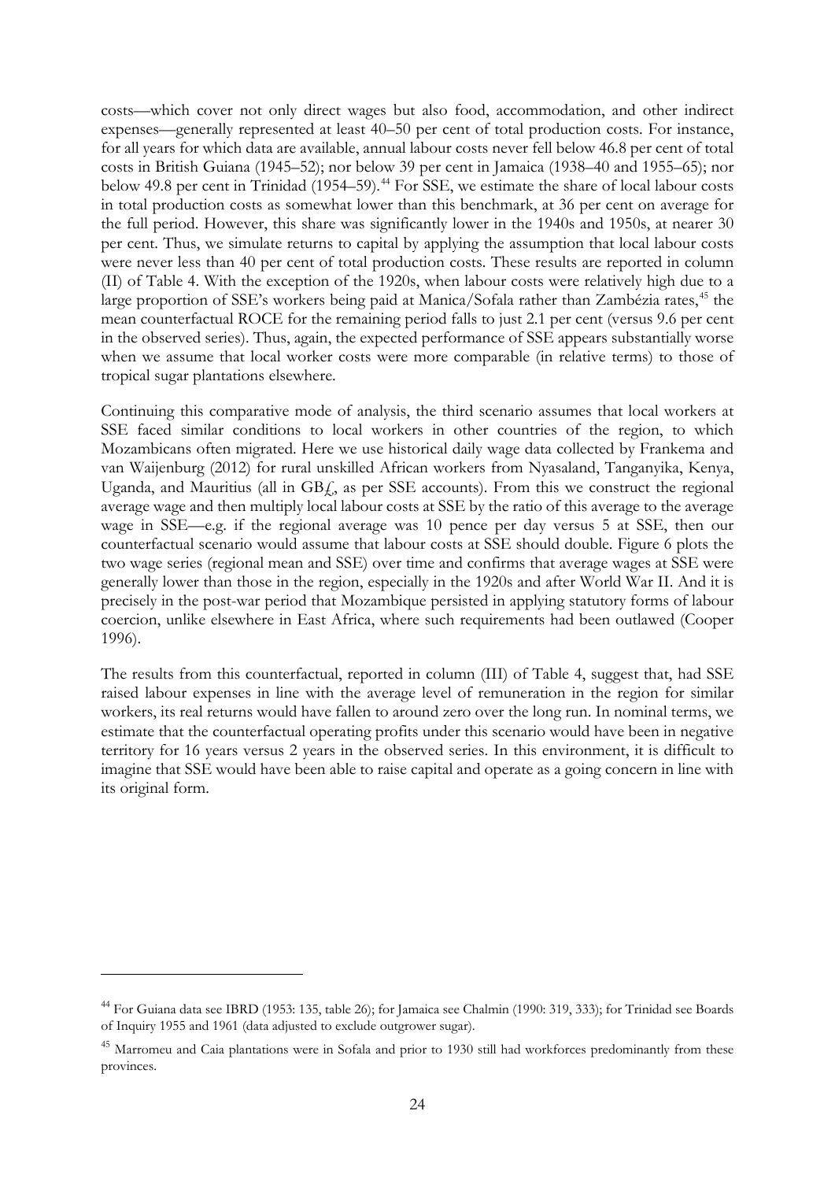costs—which cover not only direct wages but also food, accommodation, and other indirect expenses—generally represented at least 40–50 per cent of total production costs. For instance, for all years for which data are available, annual labour costs never fell below 46.8 per cent of total costs in British Guiana (1945–52); nor below 39 per cent in Jamaica (1938–40 and 1955–65); nor below 49.8 per cent in Trinidad (1954–59).[44] For SSE, we estimate the share of local labour costs in total production costs as somewhat lower than this benchmark, at 36 per cent on average for the full period. However, this share was significantly lower in the 1940s and 1950s, at nearer 30 per cent. Thus, we simulate returns to capital by applying the assumption that local labour costs were never less than 40 per cent of total production costs. These results are reported in column (II) of Table 4. With the exception of the 1920s, when labour costs were relatively high due to a large proportion of SSE's workers being paid at Manica/Sofala rather than Zambézia rates,[45] the mean counterfactual ROCE for the remaining period falls to just 2.1 per cent (versus 9.6 per cent in the observed series). Thus, again, the expected performance of SSE appears substantially worse when we assume that local worker costs were more comparable (in relative terms) to those of tropical sugar plantations elsewhere.

Continuing this comparative mode of analysis, the third scenario assumes that local workers at SSE faced similar conditions to local workers in other countries of the region, to which Mozambicans often migrated. Here we use historical daily wage data collected by Frankema and van Waijenburg (2012) for rural unskilled African workers from Nyasaland, Tanganyika, Kenya, Uganda, and Mauritius (all in GB£, as per SSE accounts). From this we construct the regional average wage and then multiply local labour costs at SSE by the ratio of this average to the average wage in SSE—e.g. if the regional average was 10 pence per day versus 5 at SSE, then our counterfactual scenario would assume that labour costs at SSE should double. Figure 6 plots the two wage series (regional mean and SSE) over time and confirms that average wages at SSE were generally lower than those in the region, especially in the 1920s and after World War II. And it is precisely in the post-war period that Mozambique persisted in applying statutory forms of labour coercion, unlike elsewhere in East Africa, where such requirements had been outlawed (Cooper 1996).

The results from this counterfactual, reported in column (III) of Table 4, suggest that, had SSE raised labour expenses in line with the average level of remuneration in the region for similar workers, its real returns would have fallen to around zero over the long run. In nominal terms, we estimate that the counterfactual operating profits under this scenario would have been in negative territory for 16 years versus 2 years in the observed series. In this environment, it is difficult to imagine that SSE would have been able to raise capital and operate as a going concern in line with its original form.

---

[44] For Guiana data see IBRD (1953: 135, table 26); for Jamaica see Chalmin (1990: 319, 333); for Trinidad see Boards of Inquiry 1955 and 1961 (data adjusted to exclude outgrower sugar).

[45] Marromeu and Caia plantations were in Sofala and prior to 1930 still had workforces predominantly from these provinces.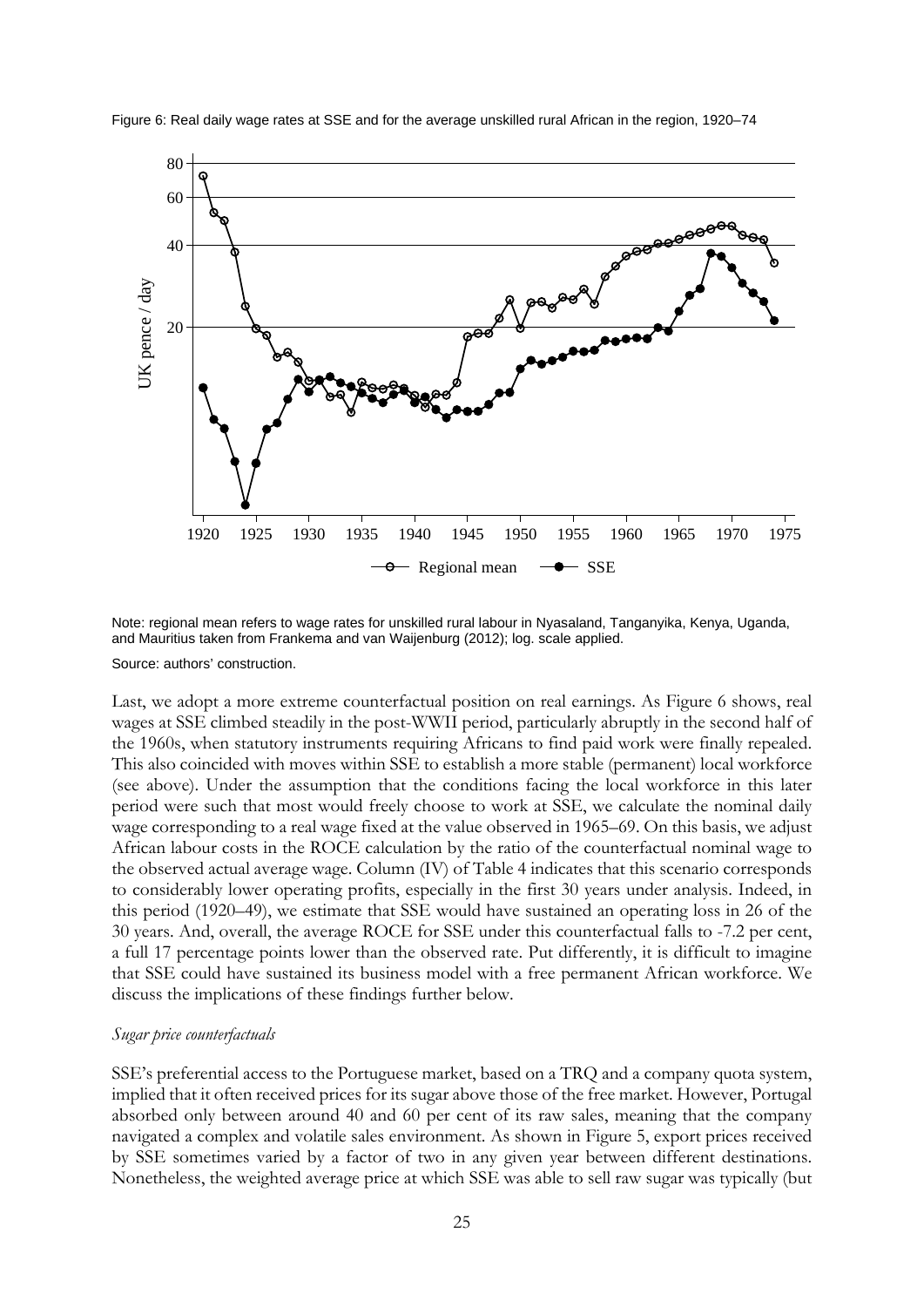Figure 6: Real daily wage rates at SSE and for the average unskilled rural African in the region, 1920–74

80
60
40
20
UK pence / day
1920 1925 1930 1935 1940 1945 1950 1955 1960 1965 1970 1975
Regional mean SSE

Note: regional mean refers to wage rates for unskilled rural labour in Nyasaland, Tanganyika, Kenya, Uganda, and Mauritius taken from Frankema and van Waijenburg (2012); log. scale applied.

Source: authors' construction.

Last, we adopt a more extreme counterfactual position on real earnings. As Figure 6 shows, real wages at SSE climbed steadily in the post-WWII period, particularly abruptly in the second half of the 1960s, when statutory instruments requiring Africans to find paid work were finally repealed. This also coincided with moves within SSE to establish a more stable (permanent) local workforce (see above). Under the assumption that the conditions facing the local workforce in this later period were such that most would freely choose to work at SSE, we calculate the nominal daily wage corresponding to a real wage fixed at the value observed in 1965–69. On this basis, we adjust African labour costs in the ROCE calculation by the ratio of the counterfactual nominal wage to the observed actual average wage. Column (IV) of Table 4 indicates that this scenario corresponds to considerably lower operating profits, especially in the first 30 years under analysis. Indeed, in this period (1920–49), we estimate that SSE would have sustained an operating loss in 26 of the 30 years. And, overall, the average ROCE for SSE under this counterfactual falls to -7.2 per cent, a full 17 percentage points lower than the observed rate. Put differently, it is difficult to imagine that SSE could have sustained its business model with a free permanent African workforce. We discuss the implications of these findings further below.

*Sugar price counterfactuals*

SSE's preferential access to the Portuguese market, based on a TRQ and a company quota system, implied that it often received prices for its sugar above those of the free market. However, Portugal absorbed only between around 40 and 60 per cent of its raw sales, meaning that the company navigated a complex and volatile sales environment. As shown in Figure 5, export prices received by SSE sometimes varied by a factor of two in any given year between different destinations. Nonetheless, the weighted average price at which SSE was able to sell raw sugar was typically (but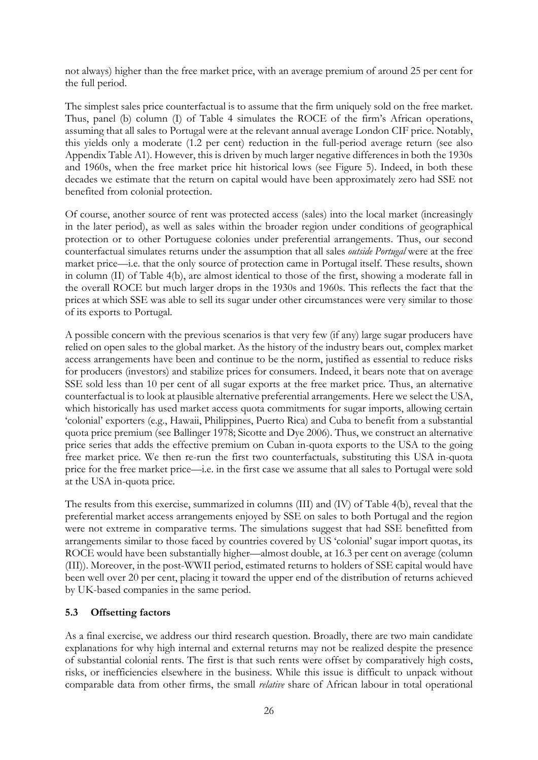not always) higher than the free market price, with an average premium of around 25 per cent for the full period.

The simplest sales price counterfactual is to assume that the firm uniquely sold on the free market. Thus, panel (b) column (I) of Table 4 simulates the ROCE of the firm's African operations, assuming that all sales to Portugal were at the relevant annual average London CIF price. Notably, this yields only a moderate (1.2 per cent) reduction in the full-period average return (see also Appendix Table A1). However, this is driven by much larger negative differences in both the 1930s and 1960s, when the free market price hit historical lows (see Figure 5). Indeed, in both these decades we estimate that the return on capital would have been approximately zero had SSE not benefited from colonial protection.

Of course, another source of rent was protected access (sales) into the local market (increasingly in the later period), as well as sales within the broader region under conditions of geographical protection or to other Portuguese colonies under preferential arrangements. Thus, our second counterfactual simulates returns under the assumption that all sales *outside Portugal* were at the free market price—i.e. that the only source of protection came in Portugal itself. These results, shown in column (II) of Table 4(b), are almost identical to those of the first, showing a moderate fall in the overall ROCE but much larger drops in the 1930s and 1960s. This reflects the fact that the prices at which SSE was able to sell its sugar under other circumstances were very similar to those of its exports to Portugal.

A possible concern with the previous scenarios is that very few (if any) large sugar producers have relied on open sales to the global market. As the history of the industry bears out, complex market access arrangements have been and continue to be the norm, justified as essential to reduce risks for producers (investors) and stabilize prices for consumers. Indeed, it bears note that on average SSE sold less than 10 per cent of all sugar exports at the free market price. Thus, an alternative counterfactual is to look at plausible alternative preferential arrangements. Here we select the USA, which historically has used market access quota commitments for sugar imports, allowing certain 'colonial' exporters (e.g., Hawaii, Philippines, Puerto Rica) and Cuba to benefit from a substantial quota price premium (see Ballinger 1978; Sicotte and Dye 2006). Thus, we construct an alternative price series that adds the effective premium on Cuban in-quota exports to the USA to the going free market price. We then re-run the first two counterfactuals, substituting this USA in-quota price for the free market price—i.e. in the first case we assume that all sales to Portugal were sold at the USA in-quota price.

The results from this exercise, summarized in columns (III) and (IV) of Table 4(b), reveal that the preferential market access arrangements enjoyed by SSE on sales to both Portugal and the region were not extreme in comparative terms. The simulations suggest that had SSE benefitted from arrangements similar to those faced by countries covered by US 'colonial' sugar import quotas, its ROCE would have been substantially higher—almost double, at 16.3 per cent on average (column (III)). Moreover, in the post-WWII period, estimated returns to holders of SSE capital would have been well over 20 per cent, placing it toward the upper end of the distribution of returns achieved by UK-based companies in the same period.

### 5.3 Offsetting factors

As a final exercise, we address our third research question. Broadly, there are two main candidate explanations for why high internal and external returns may not be realized despite the presence of substantial colonial rents. The first is that such rents were offset by comparatively high costs, risks, or inefficiencies elsewhere in the business. While this issue is difficult to unpack without comparable data from other firms, the small *relative* share of African labour in total operational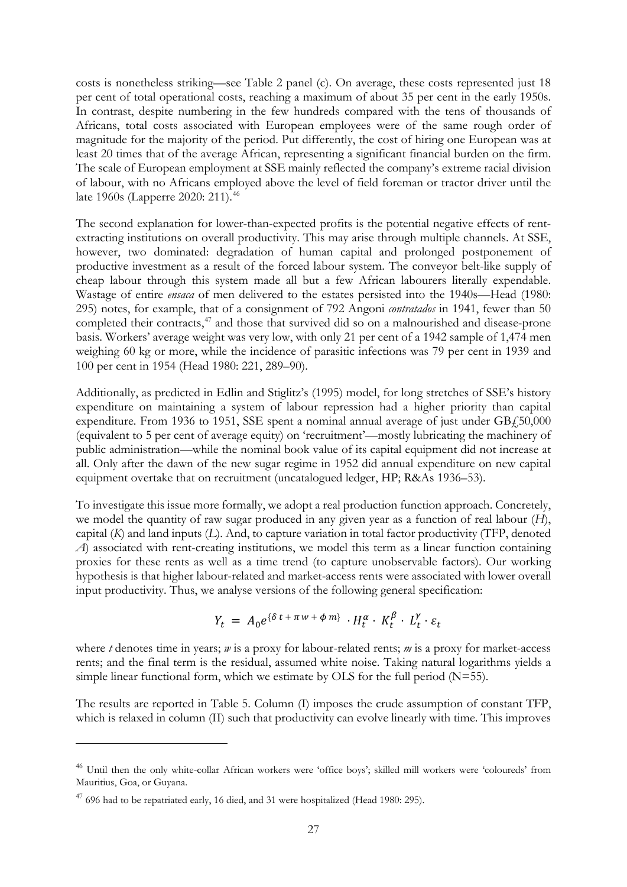costs is nonetheless striking—see Table 2 panel (c). On average, these costs represented just 18 per cent of total operational costs, reaching a maximum of about 35 per cent in the early 1950s. In contrast, despite numbering in the few hundreds compared with the tens of thousands of Africans, total costs associated with European employees were of the same rough order of magnitude for the majority of the period. Put differently, the cost of hiring one European was at least 20 times that of the average African, representing a significant financial burden on the firm. The scale of European employment at SSE mainly reflected the company's extreme racial division of labour, with no Africans employed above the level of field foreman or tractor driver until the late 1960s (Lapperre 2020: 211).[46]

The second explanation for lower-than-expected profits is the potential negative effects of rent-extracting institutions on overall productivity. This may arise through multiple channels. At SSE, however, two dominated: degradation of human capital and prolonged postponement of productive investment as a result of the forced labour system. The conveyor belt-like supply of cheap labour through this system made all but a few African labourers literally expendable. Wastage of entire *ensaca* of men delivered to the estates persisted into the 1940s—Head (1980: 295) notes, for example, that of a consignment of 792 Angoni *contratados* in 1941, fewer than 50 completed their contracts,[47] and those that survived did so on a malnourished and disease-prone basis. Workers' average weight was very low, with only 21 per cent of a 1942 sample of 1,474 men weighing 60 kg or more, while the incidence of parasitic infections was 79 per cent in 1939 and 100 per cent in 1954 (Head 1980: 221, 289–90).

Additionally, as predicted in Edlin and Stiglitz's (1995) model, for long stretches of SSE's history expenditure on maintaining a system of labour repression had a higher priority than capital expenditure. From 1936 to 1951, SSE spent a nominal annual average of just under GB£50,000 (equivalent to 5 per cent of average equity) on 'recruitment'—mostly lubricating the machinery of public administration—while the nominal book value of its capital equipment did not increase at all. Only after the dawn of the new sugar regime in 1952 did annual expenditure on new capital equipment overtake that on recruitment (uncatalogued ledger, HP; R&As 1936–53).

To investigate this issue more formally, we adopt a real production function approach. Concretely, we model the quantity of raw sugar produced in any given year as a function of real labour ($H$), capital ($K$) and land inputs ($L$). And, to capture variation in total factor productivity (TFP, denoted $A$) associated with rent-creating institutions, we model this term as a linear function containing proxies for these rents as well as a time trend (to capture unobservable factors). Our working hypothesis is that higher labour-related and market-access rents were associated with lower overall input productivity. Thus, we analyse versions of the following general specification:

$$Y_t = A_0 e^{\{\delta t + \pi w + \phi m\}} \cdot H_t^{\alpha} \cdot K_t^{\beta} \cdot L_t^{\gamma} \cdot \varepsilon_t$$

where $t$ denotes time in years; $w$ is a proxy for labour-related rents; $m$ is a proxy for market-access rents; and the final term is the residual, assumed white noise. Taking natural logarithms yields a simple linear functional form, which we estimate by OLS for the full period (N=55).

The results are reported in Table 5. Column (I) imposes the crude assumption of constant TFP, which is relaxed in column (II) such that productivity can evolve linearly with time. This improves

[46] Until then the only white-collar African workers were 'office boys'; skilled mill workers were 'coloureds' from Mauritius, Goa, or Guyana.

[47] 696 had to be repatriated early, 16 died, and 31 were hospitalized (Head 1980: 295).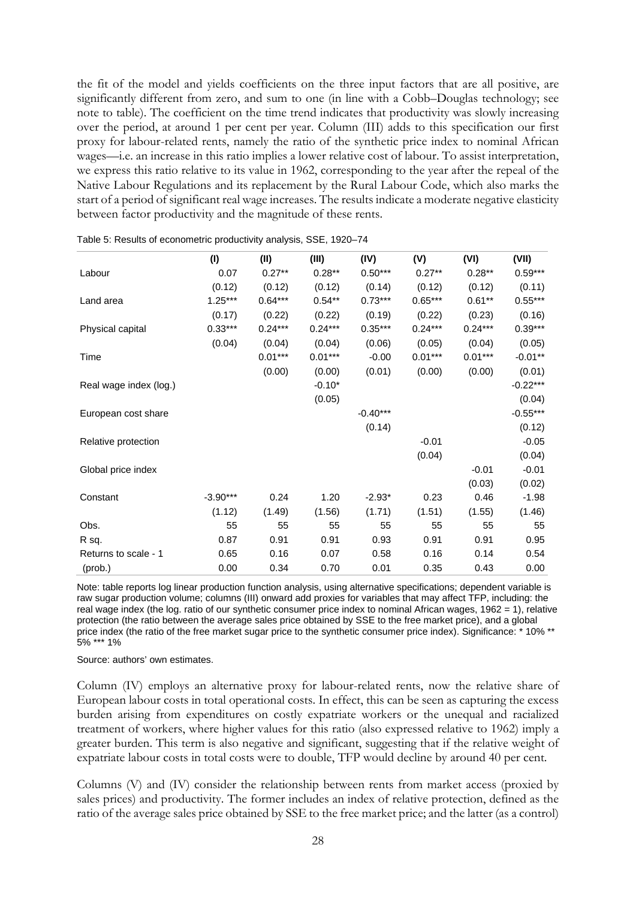the fit of the model and yields coefficients on the three input factors that are all positive, are significantly different from zero, and sum to one (in line with a Cobb–Douglas technology; see note to table). The coefficient on the time trend indicates that productivity was slowly increasing over the period, at around 1 per cent per year. Column (III) adds to this specification our first proxy for labour-related rents, namely the ratio of the synthetic price index to nominal African wages—i.e. an increase in this ratio implies a lower relative cost of labour. To assist interpretation, we express this ratio relative to its value in 1962, corresponding to the year after the repeal of the Native Labour Regulations and its replacement by the Rural Labour Code, which also marks the start of a period of significant real wage increases. The results indicate a moderate negative elasticity between factor productivity and the magnitude of these rents.

Table 5: Results of econometric productivity analysis, SSE, 1920–74

| | (I) | (II) | (III) | (IV) | (V) | (VI) | (VII) |
|---|---|---|---|---|---|---|---|
| Labour | 0.07 | 0.27** | 0.28** | 0.50*** | 0.27** | 0.28** | 0.59*** |
| | (0.12) | (0.12) | (0.12) | (0.14) | (0.12) | (0.12) | (0.11) |
| Land area | 1.25*** | 0.64*** | 0.54** | 0.73*** | 0.65*** | 0.61** | 0.55*** |
| | (0.17) | (0.22) | (0.22) | (0.19) | (0.22) | (0.23) | (0.16) |
| Physical capital | 0.33*** | 0.24*** | 0.24*** | 0.35*** | 0.24*** | 0.24*** | 0.39*** |
| | (0.04) | (0.04) | (0.04) | (0.06) | (0.05) | (0.04) | (0.05) |
| Time | | 0.01*** | 0.01*** | -0.00 | 0.01*** | 0.01*** | -0.01** |
| | | (0.00) | (0.00) | (0.01) | (0.00) | (0.00) | (0.01) |
| Real wage index (log.) | | | -0.10* | | | | -0.22*** |
| | | | (0.05) | | | | (0.04) |
| European cost share | | | | -0.40*** | | | -0.55*** |
| | | | | (0.14) | | | (0.12) |
| Relative protection | | | | | -0.01 | | -0.05 |
| | | | | | (0.04) | | (0.04) |
| Global price index | | | | | | -0.01 | -0.01 |
| | | | | | | (0.03) | (0.02) |
| Constant | -3.90*** | 0.24 | 1.20 | -2.93* | 0.23 | 0.46 | -1.98 |
| | (1.12) | (1.49) | (1.56) | (1.71) | (1.51) | (1.55) | (1.46) |
| Obs. | 55 | 55 | 55 | 55 | 55 | 55 | 55 |
| R sq. | 0.87 | 0.91 | 0.91 | 0.93 | 0.91 | 0.91 | 0.95 |
| Returns to scale - 1 | 0.65 | 0.16 | 0.07 | 0.58 | 0.16 | 0.14 | 0.54 |
| (prob.) | 0.00 | 0.34 | 0.70 | 0.01 | 0.35 | 0.43 | 0.00 |

Note: table reports log linear production function analysis, using alternative specifications; dependent variable is raw sugar production volume; columns (III) onward add proxies for variables that may affect TFP, including: the real wage index (the log. ratio of our synthetic consumer price index to nominal African wages, 1962 = 1), relative protection (the ratio between the average sales price obtained by SSE to the free market price), and a global price index (the ratio of the free market sugar price to the synthetic consumer price index). Significance: * 10% ** 5% *** 1%

Source: authors' own estimates.

Column (IV) employs an alternative proxy for labour-related rents, now the relative share of European labour costs in total operational costs. In effect, this can be seen as capturing the excess burden arising from expenditures on costly expatriate workers or the unequal and racialized treatment of workers, where higher values for this ratio (also expressed relative to 1962) imply a greater burden. This term is also negative and significant, suggesting that if the relative weight of expatriate labour costs in total costs were to double, TFP would decline by around 40 per cent.

Columns (V) and (IV) consider the relationship between rents from market access (proxied by sales prices) and productivity. The former includes an index of relative protection, defined as the ratio of the average sales price obtained by SSE to the free market price; and the latter (as a control)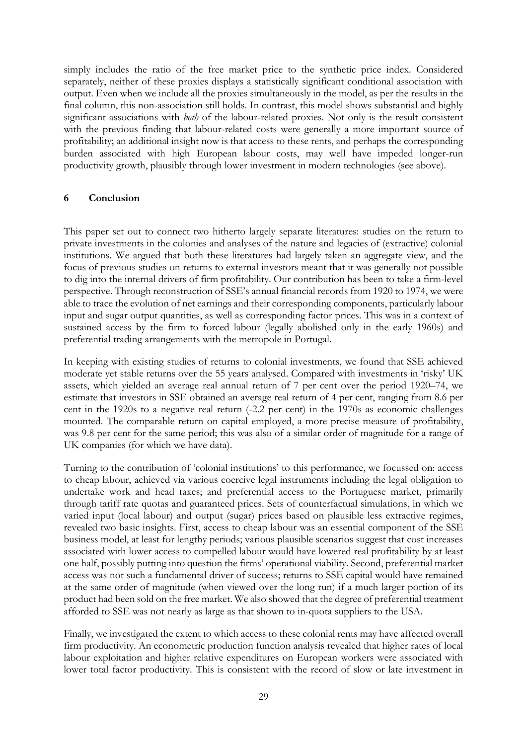simply includes the ratio of the free market price to the synthetic price index. Considered separately, neither of these proxies displays a statistically significant conditional association with output. Even when we include all the proxies simultaneously in the model, as per the results in the final column, this non-association still holds. In contrast, this model shows substantial and highly significant associations with *both* of the labour-related proxies. Not only is the result consistent with the previous finding that labour-related costs were generally a more important source of profitability; an additional insight now is that access to these rents, and perhaps the corresponding burden associated with high European labour costs, may well have impeded longer-run productivity growth, plausibly through lower investment in modern technologies (see above).

## 6 Conclusion

This paper set out to connect two hitherto largely separate literatures: studies on the return to private investments in the colonies and analyses of the nature and legacies of (extractive) colonial institutions. We argued that both these literatures had largely taken an aggregate view, and the focus of previous studies on returns to external investors meant that it was generally not possible to dig into the internal drivers of firm profitability. Our contribution has been to take a firm-level perspective. Through reconstruction of SSE's annual financial records from 1920 to 1974, we were able to trace the evolution of net earnings and their corresponding components, particularly labour input and sugar output quantities, as well as corresponding factor prices. This was in a context of sustained access by the firm to forced labour (legally abolished only in the early 1960s) and preferential trading arrangements with the metropole in Portugal.

In keeping with existing studies of returns to colonial investments, we found that SSE achieved moderate yet stable returns over the 55 years analysed. Compared with investments in 'risky' UK assets, which yielded an average real annual return of 7 per cent over the period 1920–74, we estimate that investors in SSE obtained an average real return of 4 per cent, ranging from 8.6 per cent in the 1920s to a negative real return (-2.2 per cent) in the 1970s as economic challenges mounted. The comparable return on capital employed, a more precise measure of profitability, was 9.8 per cent for the same period; this was also of a similar order of magnitude for a range of UK companies (for which we have data).

Turning to the contribution of 'colonial institutions' to this performance, we focussed on: access to cheap labour, achieved via various coercive legal instruments including the legal obligation to undertake work and head taxes; and preferential access to the Portuguese market, primarily through tariff rate quotas and guaranteed prices. Sets of counterfactual simulations, in which we varied input (local labour) and output (sugar) prices based on plausible less extractive regimes, revealed two basic insights. First, access to cheap labour was an essential component of the SSE business model, at least for lengthy periods; various plausible scenarios suggest that cost increases associated with lower access to compelled labour would have lowered real profitability by at least one half, possibly putting into question the firms' operational viability. Second, preferential market access was not such a fundamental driver of success; returns to SSE capital would have remained at the same order of magnitude (when viewed over the long run) if a much larger portion of its product had been sold on the free market. We also showed that the degree of preferential treatment afforded to SSE was not nearly as large as that shown to in-quota suppliers to the USA.

Finally, we investigated the extent to which access to these colonial rents may have affected overall firm productivity. An econometric production function analysis revealed that higher rates of local labour exploitation and higher relative expenditures on European workers were associated with lower total factor productivity. This is consistent with the record of slow or late investment in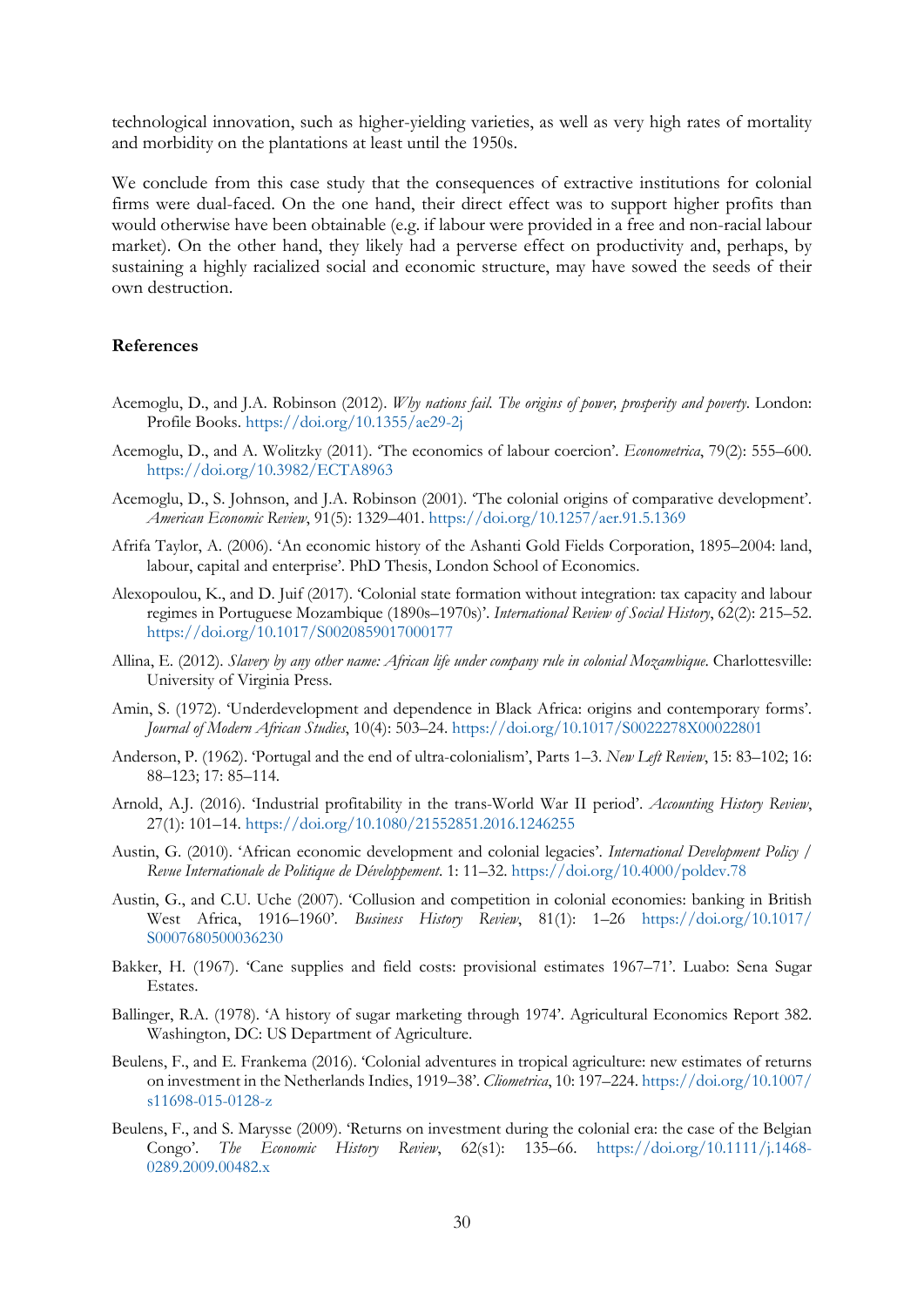technological innovation, such as higher-yielding varieties, as well as very high rates of mortality and morbidity on the plantations at least until the 1950s.

We conclude from this case study that the consequences of extractive institutions for colonial firms were dual-faced. On the one hand, their direct effect was to support higher profits than would otherwise have been obtainable (e.g. if labour were provided in a free and non-racial labour market). On the other hand, they likely had a perverse effect on productivity and, perhaps, by sustaining a highly racialized social and economic structure, may have sowed the seeds of their own destruction.

## References

Acemoglu, D., and J.A. Robinson (2012). *Why nations fail. The origins of power, prosperity and poverty*. London: Profile Books. https://doi.org/10.1355/ae29-2j

Acemoglu, D., and A. Wolitzky (2011). 'The economics of labour coercion'. *Econometrica*, 79(2): 555–600. https://doi.org/10.3982/ECTA8963

Acemoglu, D., S. Johnson, and J.A. Robinson (2001). 'The colonial origins of comparative development'. *American Economic Review*, 91(5): 1329–401. https://doi.org/10.1257/aer.91.5.1369

Afrifa Taylor, A. (2006). 'An economic history of the Ashanti Gold Fields Corporation, 1895–2004: land, labour, capital and enterprise'. PhD Thesis, London School of Economics.

Alexopoulou, K., and D. Juif (2017). 'Colonial state formation without integration: tax capacity and labour regimes in Portuguese Mozambique (1890s–1970s)'. *International Review of Social History*, 62(2): 215–52. https://doi.org/10.1017/S0020859017000177

Allina, E. (2012). *Slavery by any other name: African life under company rule in colonial Mozambique*. Charlottesville: University of Virginia Press.

Amin, S. (1972). 'Underdevelopment and dependence in Black Africa: origins and contemporary forms'. *Journal of Modern African Studies*, 10(4): 503–24. https://doi.org/10.1017/S0022278X00022801

Anderson, P. (1962). 'Portugal and the end of ultra-colonialism', Parts 1–3. *New Left Review*, 15: 83–102; 16: 88–123; 17: 85–114.

Arnold, A.J. (2016). 'Industrial profitability in the trans-World War II period'. *Accounting History Review*, 27(1): 101–14. https://doi.org/10.1080/21552851.2016.1246255

Austin, G. (2010). 'African economic development and colonial legacies'. *International Development Policy / Revue Internationale de Politique de Développement*. 1: 11–32. https://doi.org/10.4000/poldev.78

Austin, G., and C.U. Uche (2007). 'Collusion and competition in colonial economies: banking in British West Africa, 1916–1960'. *Business History Review*, 81(1): 1–26 https://doi.org/10.1017/S0007680500036230

Bakker, H. (1967). 'Cane supplies and field costs: provisional estimates 1967–71'. Luabo: Sena Sugar Estates.

Ballinger, R.A. (1978). 'A history of sugar marketing through 1974'. Agricultural Economics Report 382. Washington, DC: US Department of Agriculture.

Beulens, F., and E. Frankema (2016). 'Colonial adventures in tropical agriculture: new estimates of returns on investment in the Netherlands Indies, 1919–38'. *Cliometrica*, 10: 197–224. https://doi.org/10.1007/s11698-015-0128-z

Beulens, F., and S. Marysse (2009). 'Returns on investment during the colonial era: the case of the Belgian Congo'. *The Economic History Review*, 62(s1): 135–66. https://doi.org/10.1111/j.1468-0289.2009.00482.x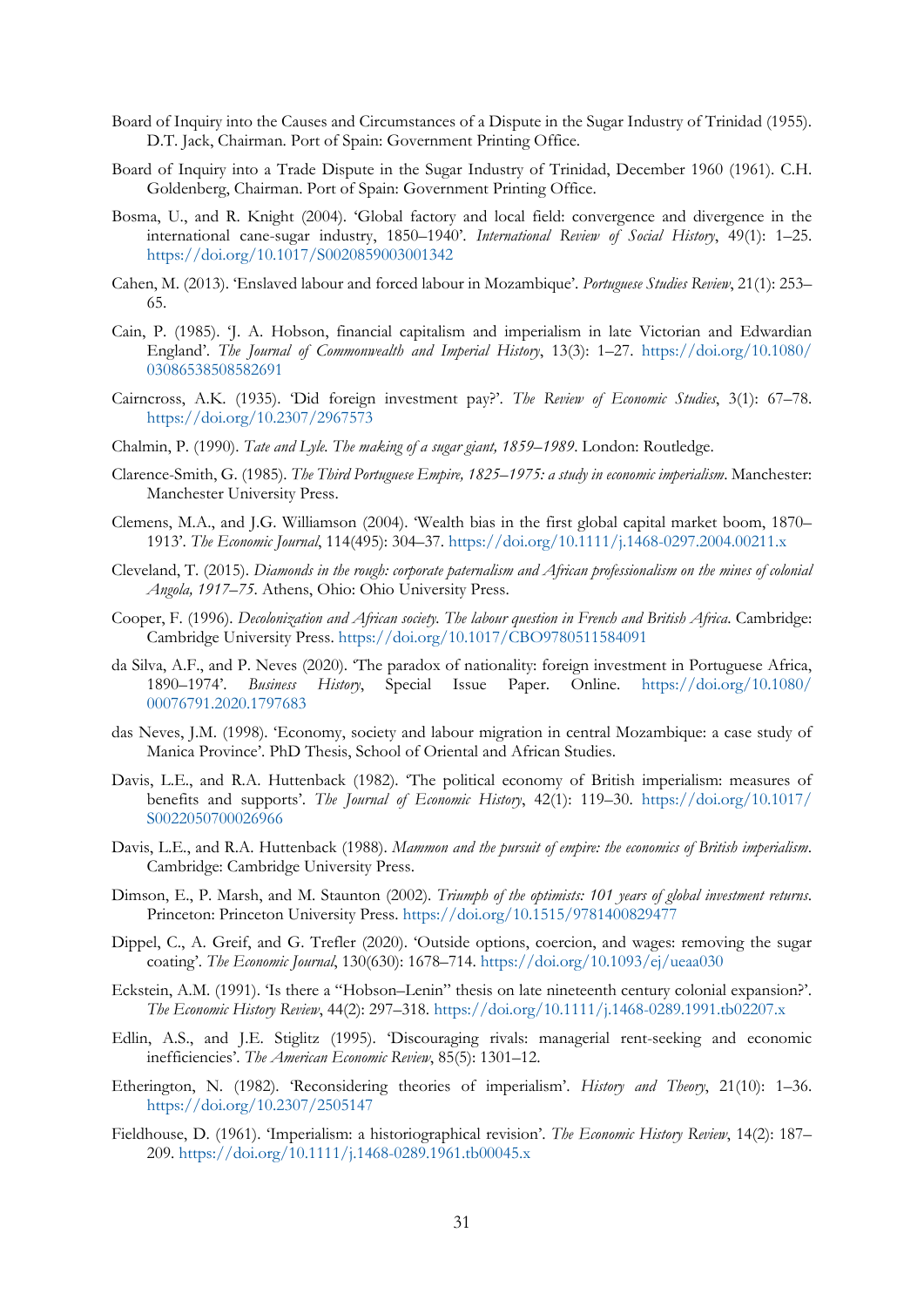Board of Inquiry into the Causes and Circumstances of a Dispute in the Sugar Industry of Trinidad (1955). D.T. Jack, Chairman. Port of Spain: Government Printing Office.

Board of Inquiry into a Trade Dispute in the Sugar Industry of Trinidad, December 1960 (1961). C.H. Goldenberg, Chairman. Port of Spain: Government Printing Office.

Bosma, U., and R. Knight (2004). 'Global factory and local field: convergence and divergence in the international cane-sugar industry, 1850–1940'. *International Review of Social History*, 49(1): 1–25. https://doi.org/10.1017/S0020859003001342

Cahen, M. (2013). 'Enslaved labour and forced labour in Mozambique'. *Portuguese Studies Review*, 21(1): 253–65.

Cain, P. (1985). 'J. A. Hobson, financial capitalism and imperialism in late Victorian and Edwardian England'. *The Journal of Commonwealth and Imperial History*, 13(3): 1–27. https://doi.org/10.1080/03086538508582691

Cairncross, A.K. (1935). 'Did foreign investment pay?'. *The Review of Economic Studies*, 3(1): 67–78. https://doi.org/10.2307/2967573

Chalmin, P. (1990). *Tate and Lyle. The making of a sugar giant, 1859–1989*. London: Routledge.

Clarence-Smith, G. (1985). *The Third Portuguese Empire, 1825–1975: a study in economic imperialism*. Manchester: Manchester University Press.

Clemens, M.A., and J.G. Williamson (2004). 'Wealth bias in the first global capital market boom, 1870–1913'. *The Economic Journal*, 114(495): 304–37. https://doi.org/10.1111/j.1468-0297.2004.00211.x

Cleveland, T. (2015). *Diamonds in the rough: corporate paternalism and African professionalism on the mines of colonial Angola, 1917–75*. Athens, Ohio: Ohio University Press.

Cooper, F. (1996). *Decolonization and African society. The labour question in French and British Africa*. Cambridge: Cambridge University Press. https://doi.org/10.1017/CBO9780511584091

da Silva, A.F., and P. Neves (2020). 'The paradox of nationality: foreign investment in Portuguese Africa, 1890–1974'. *Business History*, Special Issue Paper. Online. https://doi.org/10.1080/00076791.2020.1797683

das Neves, J.M. (1998). 'Economy, society and labour migration in central Mozambique: a case study of Manica Province'. PhD Thesis, School of Oriental and African Studies.

Davis, L.E., and R.A. Huttenback (1982). 'The political economy of British imperialism: measures of benefits and supports'. *The Journal of Economic History*, 42(1): 119–30. https://doi.org/10.1017/S0022050700026966

Davis, L.E., and R.A. Huttenback (1988). *Mammon and the pursuit of empire: the economics of British imperialism*. Cambridge: Cambridge University Press.

Dimson, E., P. Marsh, and M. Staunton (2002). *Triumph of the optimists: 101 years of global investment returns*. Princeton: Princeton University Press. https://doi.org/10.1515/9781400829477

Dippel, C., A. Greif, and G. Trefler (2020). 'Outside options, coercion, and wages: removing the sugar coating'. *The Economic Journal*, 130(630): 1678–714. https://doi.org/10.1093/ej/ueaa030

Eckstein, A.M. (1991). 'Is there a "Hobson–Lenin" thesis on late nineteenth century colonial expansion?'. *The Economic History Review*, 44(2): 297–318. https://doi.org/10.1111/j.1468-0289.1991.tb02207.x

Edlin, A.S., and J.E. Stiglitz (1995). 'Discouraging rivals: managerial rent-seeking and economic inefficiencies'. *The American Economic Review*, 85(5): 1301–12.

Etherington, N. (1982). 'Reconsidering theories of imperialism'. *History and Theory*, 21(10): 1–36. https://doi.org/10.2307/2505147

Fieldhouse, D. (1961). 'Imperialism: a historiographical revision'. *The Economic History Review*, 14(2): 187–209. https://doi.org/10.1111/j.1468-0289.1961.tb00045.x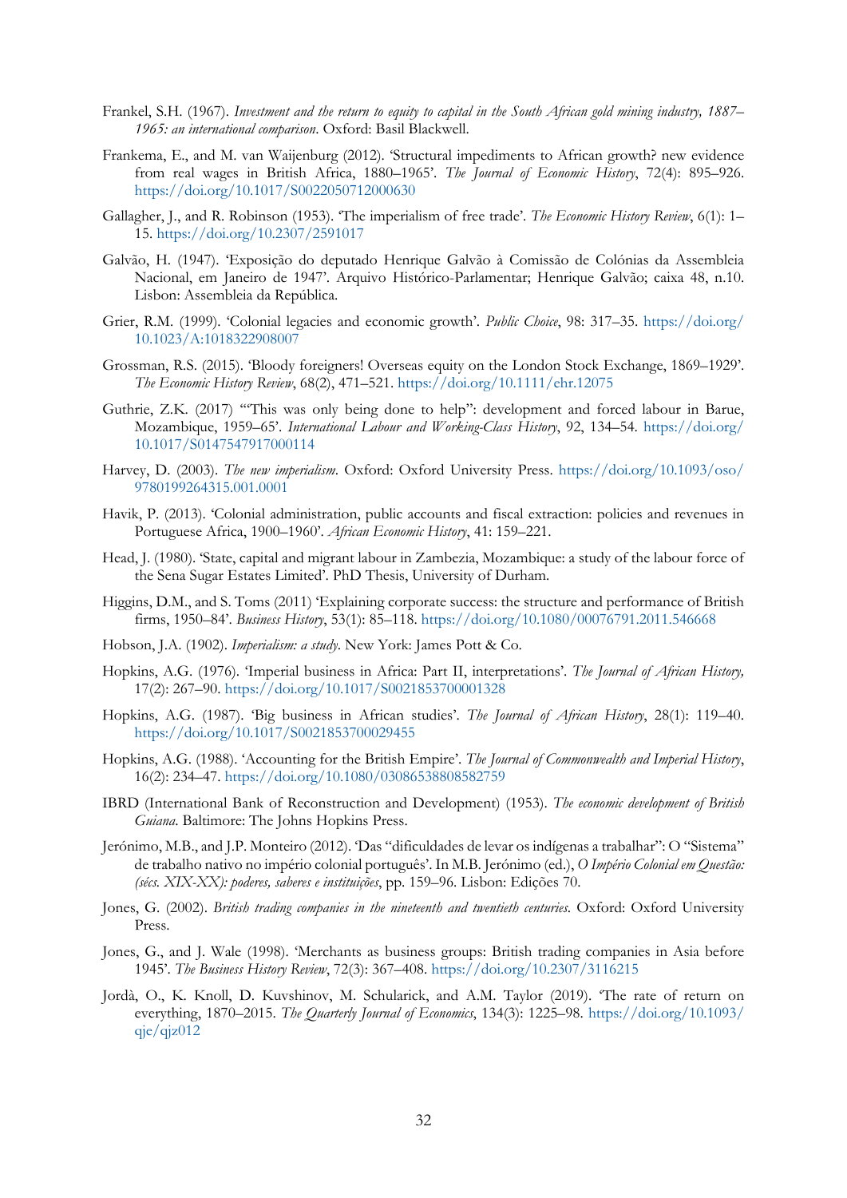Frankel, S.H. (1967). *Investment and the return to equity to capital in the South African gold mining industry, 1887–1965: an international comparison*. Oxford: Basil Blackwell.

Frankema, E., and M. van Waijenburg (2012). 'Structural impediments to African growth? new evidence from real wages in British Africa, 1880–1965'. *The Journal of Economic History*, 72(4): 895–926. https://doi.org/10.1017/S0022050712000630

Gallagher, J., and R. Robinson (1953). 'The imperialism of free trade'. *The Economic History Review*, 6(1): 1–15. https://doi.org/10.2307/2591017

Galvão, H. (1947). 'Exposição do deputado Henrique Galvão à Comissão de Colónias da Assembleia Nacional, em Janeiro de 1947'. Arquivo Histórico-Parlamentar; Henrique Galvão; caixa 48, n.10. Lisbon: Assembleia da República.

Grier, R.M. (1999). 'Colonial legacies and economic growth'. *Public Choice*, 98: 317–35. https://doi.org/10.1023/A:1018322908007

Grossman, R.S. (2015). 'Bloody foreigners! Overseas equity on the London Stock Exchange, 1869–1929'. *The Economic History Review*, 68(2), 471–521. https://doi.org/10.1111/ehr.12075

Guthrie, Z.K. (2017) '"This was only being done to help": development and forced labour in Barue, Mozambique, 1959–65'. *International Labour and Working-Class History*, 92, 134–54. https://doi.org/10.1017/S0147547917000114

Harvey, D. (2003). *The new imperialism*. Oxford: Oxford University Press. https://doi.org/10.1093/oso/9780199264315.001.0001

Havik, P. (2013). 'Colonial administration, public accounts and fiscal extraction: policies and revenues in Portuguese Africa, 1900–1960'. *African Economic History*, 41: 159–221.

Head, J. (1980). 'State, capital and migrant labour in Zambezia, Mozambique: a study of the labour force of the Sena Sugar Estates Limited'. PhD Thesis, University of Durham.

Higgins, D.M., and S. Toms (2011) 'Explaining corporate success: the structure and performance of British firms, 1950–84'. *Business History*, 53(1): 85–118. https://doi.org/10.1080/00076791.2011.546668

Hobson, J.A. (1902). *Imperialism: a study*. New York: James Pott & Co.

Hopkins, A.G. (1976). 'Imperial business in Africa: Part II, interpretations'. *The Journal of African History,* 17(2): 267–90. https://doi.org/10.1017/S0021853700001328

Hopkins, A.G. (1987). 'Big business in African studies'. *The Journal of African History*, 28(1): 119–40. https://doi.org/10.1017/S0021853700029455

Hopkins, A.G. (1988). 'Accounting for the British Empire'. *The Journal of Commonwealth and Imperial History*, 16(2): 234–47. https://doi.org/10.1080/03086538808582759

IBRD (International Bank of Reconstruction and Development) (1953). *The economic development of British Guiana*. Baltimore: The Johns Hopkins Press.

Jerónimo, M.B., and J.P. Monteiro (2012). 'Das "dificuldades de levar os indígenas a trabalhar": O "Sistema" de trabalho nativo no império colonial português'. In M.B. Jerónimo (ed.), *O Império Colonial em Questão: (sécs. XIX-XX): poderes, saberes e instituições*, pp. 159–96. Lisbon: Edições 70.

Jones, G. (2002). *British trading companies in the nineteenth and twentieth centuries*. Oxford: Oxford University Press.

Jones, G., and J. Wale (1998). 'Merchants as business groups: British trading companies in Asia before 1945'. *The Business History Review*, 72(3): 367–408. https://doi.org/10.2307/3116215

Jordà, O., K. Knoll, D. Kuvshinov, M. Schularick, and A.M. Taylor (2019). 'The rate of return on everything, 1870–2015. *The Quarterly Journal of Economics*, 134(3): 1225–98. https://doi.org/10.1093/qje/qjz012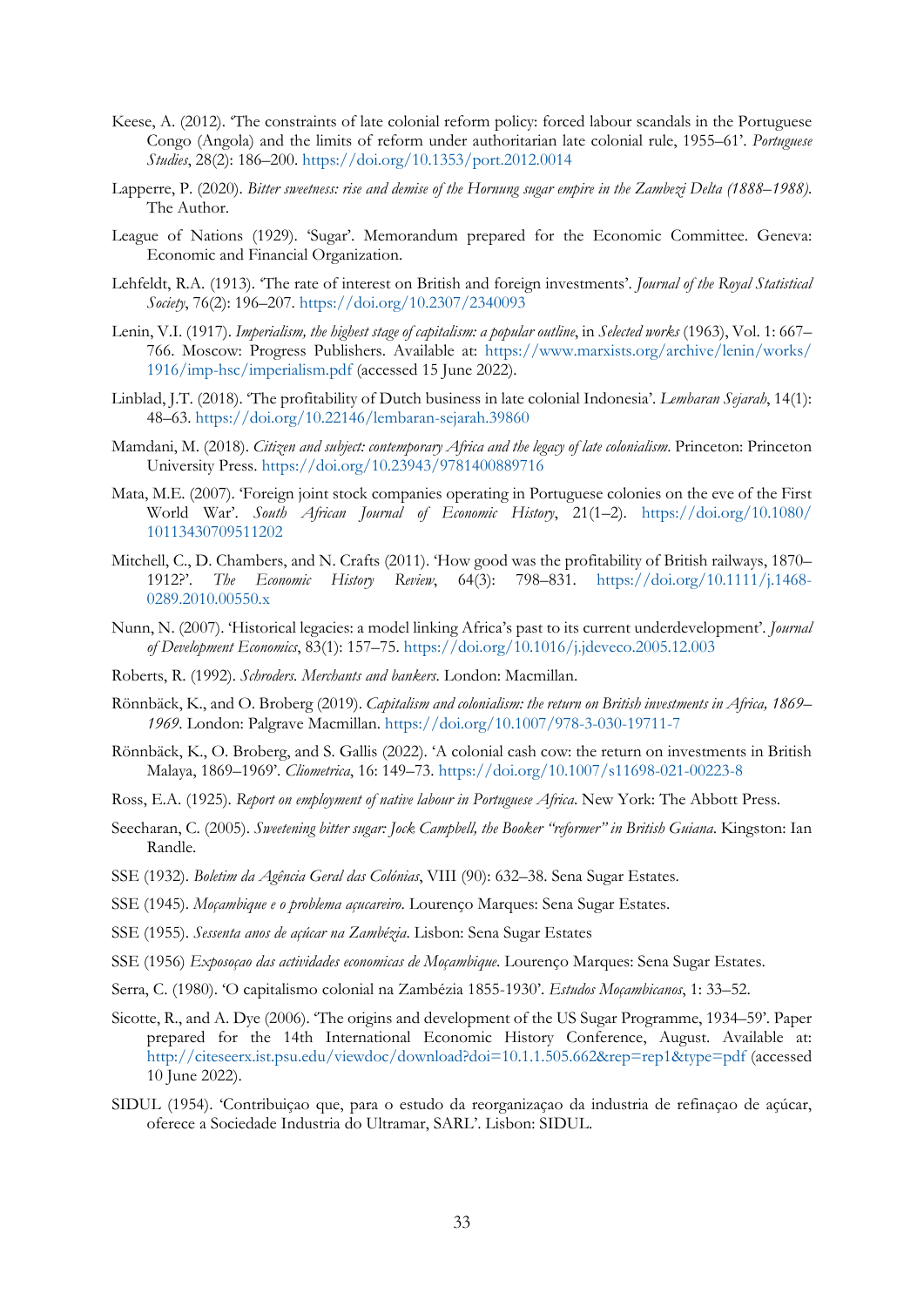Keese, A. (2012). 'The constraints of late colonial reform policy: forced labour scandals in the Portuguese Congo (Angola) and the limits of reform under authoritarian late colonial rule, 1955–61'. *Portuguese Studies*, 28(2): 186–200. https://doi.org/10.1353/port.2012.0014

Lapperre, P. (2020). *Bitter sweetness: rise and demise of the Hornung sugar empire in the Zambezi Delta (1888–1988).* The Author.

League of Nations (1929). 'Sugar'. Memorandum prepared for the Economic Committee. Geneva: Economic and Financial Organization.

Lehfeldt, R.A. (1913). 'The rate of interest on British and foreign investments'. *Journal of the Royal Statistical Society*, 76(2): 196–207. https://doi.org/10.2307/2340093

Lenin, V.I. (1917). *Imperialism, the highest stage of capitalism: a popular outline*, in *Selected works* (1963), Vol. 1: 667–766. Moscow: Progress Publishers. Available at: https://www.marxists.org/archive/lenin/works/1916/imp-hsc/imperialism.pdf (accessed 15 June 2022).

Linblad, J.T. (2018). 'The profitability of Dutch business in late colonial Indonesia'. *Lembaran Sejarah*, 14(1): 48–63. https://doi.org/10.22146/lembaran-sejarah.39860

Mamdani, M. (2018). *Citizen and subject: contemporary Africa and the legacy of late colonialism*. Princeton: Princeton University Press. https://doi.org/10.23943/9781400889716

Mata, M.E. (2007). 'Foreign joint stock companies operating in Portuguese colonies on the eve of the First World War'. *South African Journal of Economic History*, 21(1–2). https://doi.org/10.1080/10113430709511202

Mitchell, C., D. Chambers, and N. Crafts (2011). 'How good was the profitability of British railways, 1870–1912?'. *The Economic History Review*, 64(3): 798–831. https://doi.org/10.1111/j.1468-0289.2010.00550.x

Nunn, N. (2007). 'Historical legacies: a model linking Africa's past to its current underdevelopment'. *Journal of Development Economics*, 83(1): 157–75. https://doi.org/10.1016/j.jdeveco.2005.12.003

Roberts, R. (1992). *Schroders. Merchants and bankers*. London: Macmillan.

Rönnbäck, K., and O. Broberg (2019). *Capitalism and colonialism: the return on British investments in Africa, 1869–1969*. London: Palgrave Macmillan. https://doi.org/10.1007/978-3-030-19711-7

Rönnbäck, K., O. Broberg, and S. Gallis (2022). 'A colonial cash cow: the return on investments in British Malaya, 1869–1969'. *Cliometrica*, 16: 149–73. https://doi.org/10.1007/s11698-021-00223-8

Ross, E.A. (1925). *Report on employment of native labour in Portuguese Africa*. New York: The Abbott Press.

Seecharan, C. (2005). *Sweetening bitter sugar: Jock Campbell, the Booker "reformer" in British Guiana*. Kingston: Ian Randle.

SSE (1932). *Boletim da Agência Geral das Colónias*, VIII (90): 632–38. Sena Sugar Estates.

SSE (1945). *Moçambique e o problema açucareiro*. Lourenço Marques: Sena Sugar Estates.

SSE (1955). *Sessenta anos de açúcar na Zambézia*. Lisbon: Sena Sugar Estates

SSE (1956) *Exposoçao das actividades economicas de Moçambique*. Lourenço Marques: Sena Sugar Estates.

Serra, C. (1980). 'O capitalismo colonial na Zambézia 1855-1930'. *Estudos Moçambicanos*, 1: 33–52.

Sicotte, R., and A. Dye (2006). 'The origins and development of the US Sugar Programme, 1934–59'. Paper prepared for the 14th International Economic History Conference, August. Available at: http://citeseerx.ist.psu.edu/viewdoc/download?doi=10.1.1.505.662&rep=rep1&type=pdf (accessed 10 June 2022).

SIDUL (1954). 'Contribuiçao que, para o estudo da reorganizaçao da industria de refinaçao de açúcar, oferece a Sociedade Industria do Ultramar, SARL'. Lisbon: SIDUL.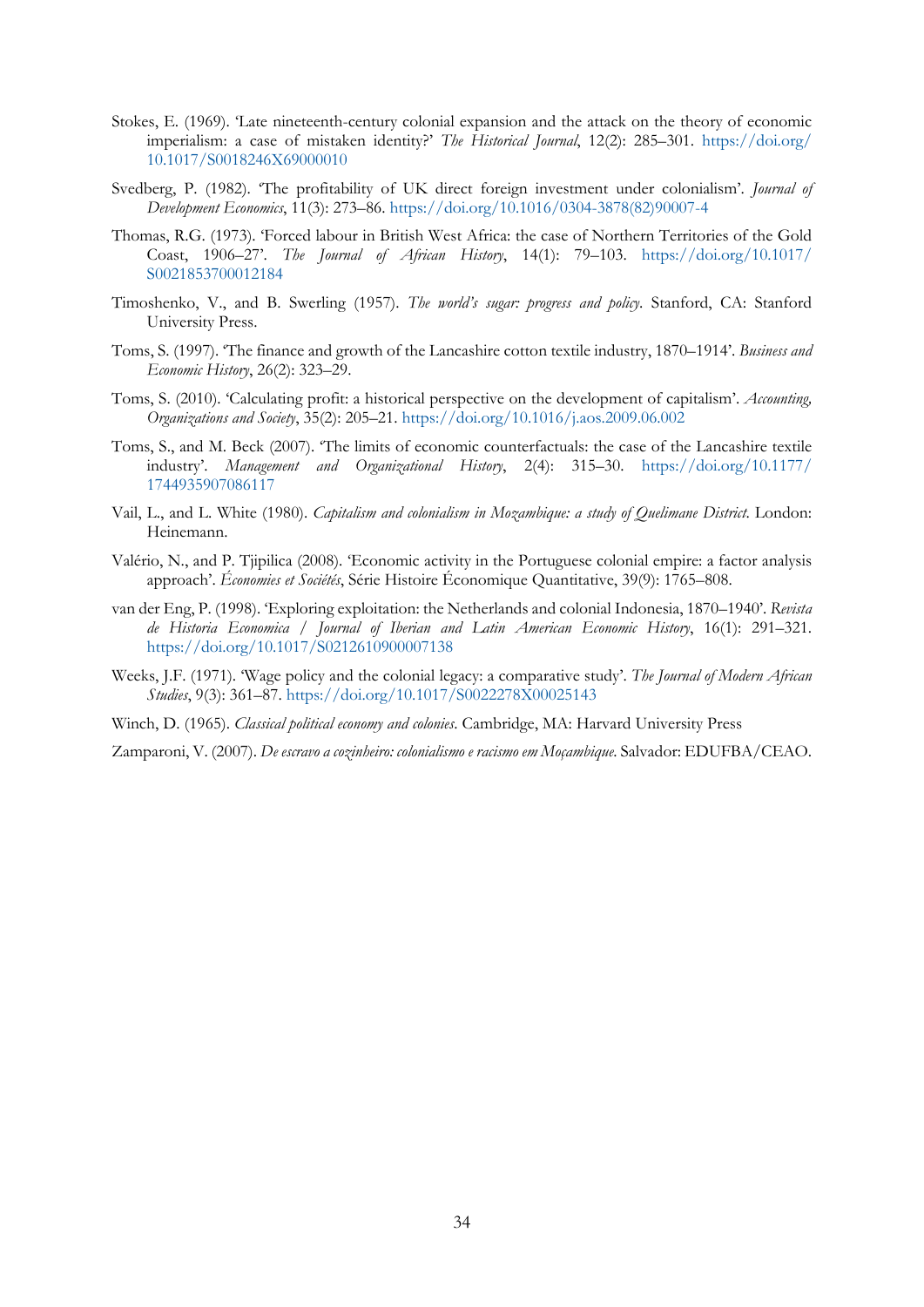Stokes, E. (1969). 'Late nineteenth-century colonial expansion and the attack on the theory of economic imperialism: a case of mistaken identity?' *The Historical Journal*, 12(2): 285–301. https://doi.org/10.1017/S0018246X69000010

Svedberg, P. (1982). 'The profitability of UK direct foreign investment under colonialism'. *Journal of Development Economics*, 11(3): 273–86. https://doi.org/10.1016/0304-3878(82)90007-4

Thomas, R.G. (1973). 'Forced labour in British West Africa: the case of Northern Territories of the Gold Coast, 1906–27'. *The Journal of African History*, 14(1): 79–103. https://doi.org/10.1017/S0021853700012184

Timoshenko, V., and B. Swerling (1957). *The world's sugar: progress and policy*. Stanford, CA: Stanford University Press.

Toms, S. (1997). 'The finance and growth of the Lancashire cotton textile industry, 1870–1914'. *Business and Economic History*, 26(2): 323–29.

Toms, S. (2010). 'Calculating profit: a historical perspective on the development of capitalism'. *Accounting, Organizations and Society*, 35(2): 205–21. https://doi.org/10.1016/j.aos.2009.06.002

Toms, S., and M. Beck (2007). 'The limits of economic counterfactuals: the case of the Lancashire textile industry'. *Management and Organizational History*, 2(4): 315–30. https://doi.org/10.1177/1744935907086117

Vail, L., and L. White (1980). *Capitalism and colonialism in Mozambique: a study of Quelimane District*. London: Heinemann.

Valério, N., and P. Tjipilica (2008). 'Economic activity in the Portuguese colonial empire: a factor analysis approach'. *Économies et Sociétés*, Série Histoire Économique Quantitative, 39(9): 1765–808.

van der Eng, P. (1998). 'Exploring exploitation: the Netherlands and colonial Indonesia, 1870–1940'. *Revista de Historia Economica / Journal of Iberian and Latin American Economic History*, 16(1): 291–321. https://doi.org/10.1017/S0212610900007138

Weeks, J.F. (1971). 'Wage policy and the colonial legacy: a comparative study'. *The Journal of Modern African Studies*, 9(3): 361–87. https://doi.org/10.1017/S0022278X00025143

Winch, D. (1965). *Classical political economy and colonies*. Cambridge, MA: Harvard University Press

Zamparoni, V. (2007). *De escravo a cozinheiro: colonialismo e racismo em Moçambique*. Salvador: EDUFBA/CEAO.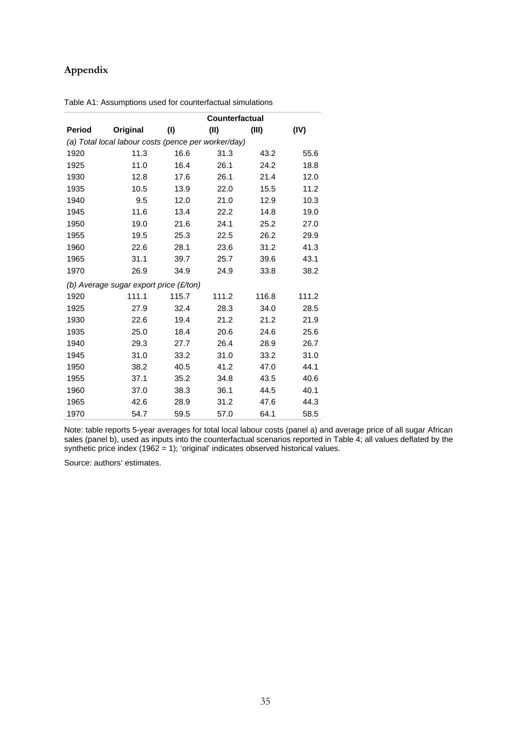## Appendix

Table A1: Assumptions used for counterfactual simulations

| | | Counterfactual | | | |
|---|---|---|---|---|---|
| **Period** | **Original** | **(I)** | **(II)** | **(III)** | **(IV)** |
| *(a) Total local labour costs (pence per worker/day)* | | | | | |
| 1920 | 11.3 | 16.6 | 31.3 | 43.2 | 55.6 |
| 1925 | 11.0 | 16.4 | 26.1 | 24.2 | 18.8 |
| 1930 | 12.8 | 17.6 | 26.1 | 21.4 | 12.0 |
| 1935 | 10.5 | 13.9 | 22.0 | 15.5 | 11.2 |
| 1940 | 9.5 | 12.0 | 21.0 | 12.9 | 10.3 |
| 1945 | 11.6 | 13.4 | 22.2 | 14.8 | 19.0 |
| 1950 | 19.0 | 21.6 | 24.1 | 25.2 | 27.0 |
| 1955 | 19.5 | 25.3 | 22.5 | 26.2 | 29.9 |
| 1960 | 22.6 | 28.1 | 23.6 | 31.2 | 41.3 |
| 1965 | 31.1 | 39.7 | 25.7 | 39.6 | 43.1 |
| 1970 | 26.9 | 34.9 | 24.9 | 33.8 | 38.2 |
| *(b) Average sugar export price (£/ton)* | | | | | |
| 1920 | 111.1 | 115.7 | 111.2 | 116.8 | 111.2 |
| 1925 | 27.9 | 32.4 | 28.3 | 34.0 | 28.5 |
| 1930 | 22.6 | 19.4 | 21.2 | 21.2 | 21.9 |
| 1935 | 25.0 | 18.4 | 20.6 | 24.6 | 25.6 |
| 1940 | 29.3 | 27.7 | 26.4 | 28.9 | 26.7 |
| 1945 | 31.0 | 33.2 | 31.0 | 33.2 | 31.0 |
| 1950 | 38.2 | 40.5 | 41.2 | 47.0 | 44.1 |
| 1955 | 37.1 | 35.2 | 34.8 | 43.5 | 40.6 |
| 1960 | 37.0 | 38.3 | 36.1 | 44.5 | 40.1 |
| 1965 | 42.6 | 28.9 | 31.2 | 47.6 | 44.3 |
| 1970 | 54.7 | 59.5 | 57.0 | 64.1 | 58.5 |

Note: table reports 5-year averages for total local labour costs (panel a) and average price of all sugar African sales (panel b), used as inputs into the counterfactual scenarios reported in Table 4; all values deflated by the synthetic price index (1962 = 1); 'original' indicates observed historical values.

Source: authors' estimates.